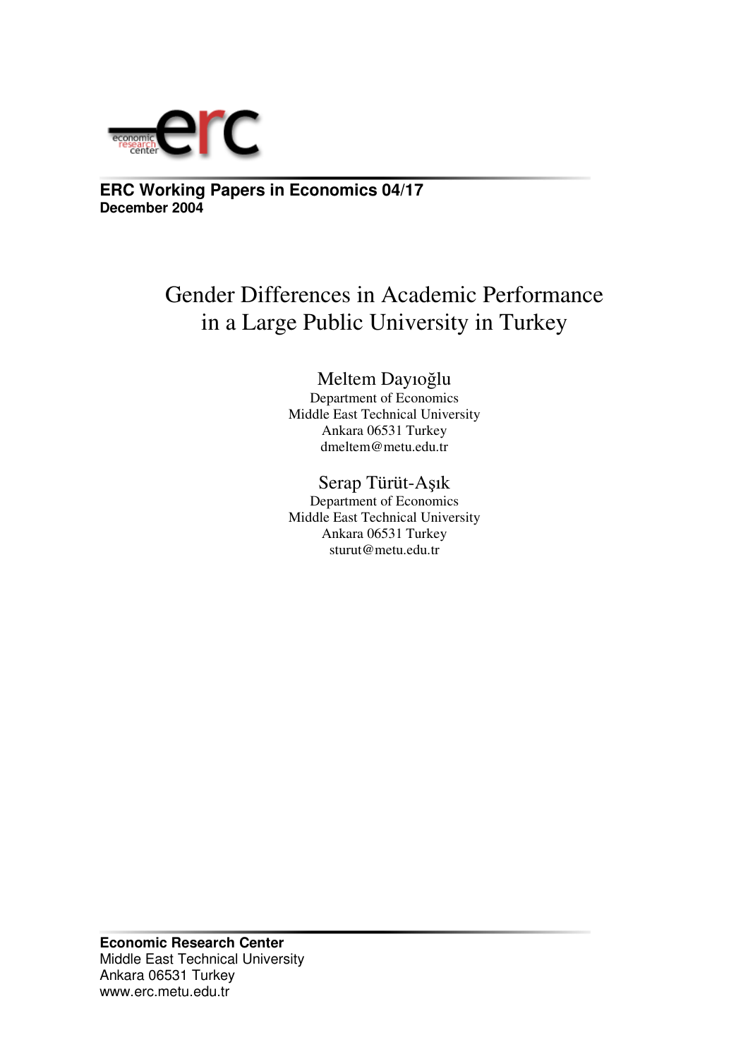ERC Working Papers in Economics 04/17
December 2004

# Gender Differences in Academic Performance in a Large Public University in Turkey

Meltem Dayıoğlu
Department of Economics
Middle East Technical University
Ankara 06531 Turkey
dmeltem@metu.edu.tr

Serap Türüt-Aşık
Department of Economics
Middle East Technical University
Ankara 06531 Turkey
sturut@metu.edu.tr

**Economic Research Center**
Middle East Technical University
Ankara 06531 Turkey
www.erc.metu.edu.tr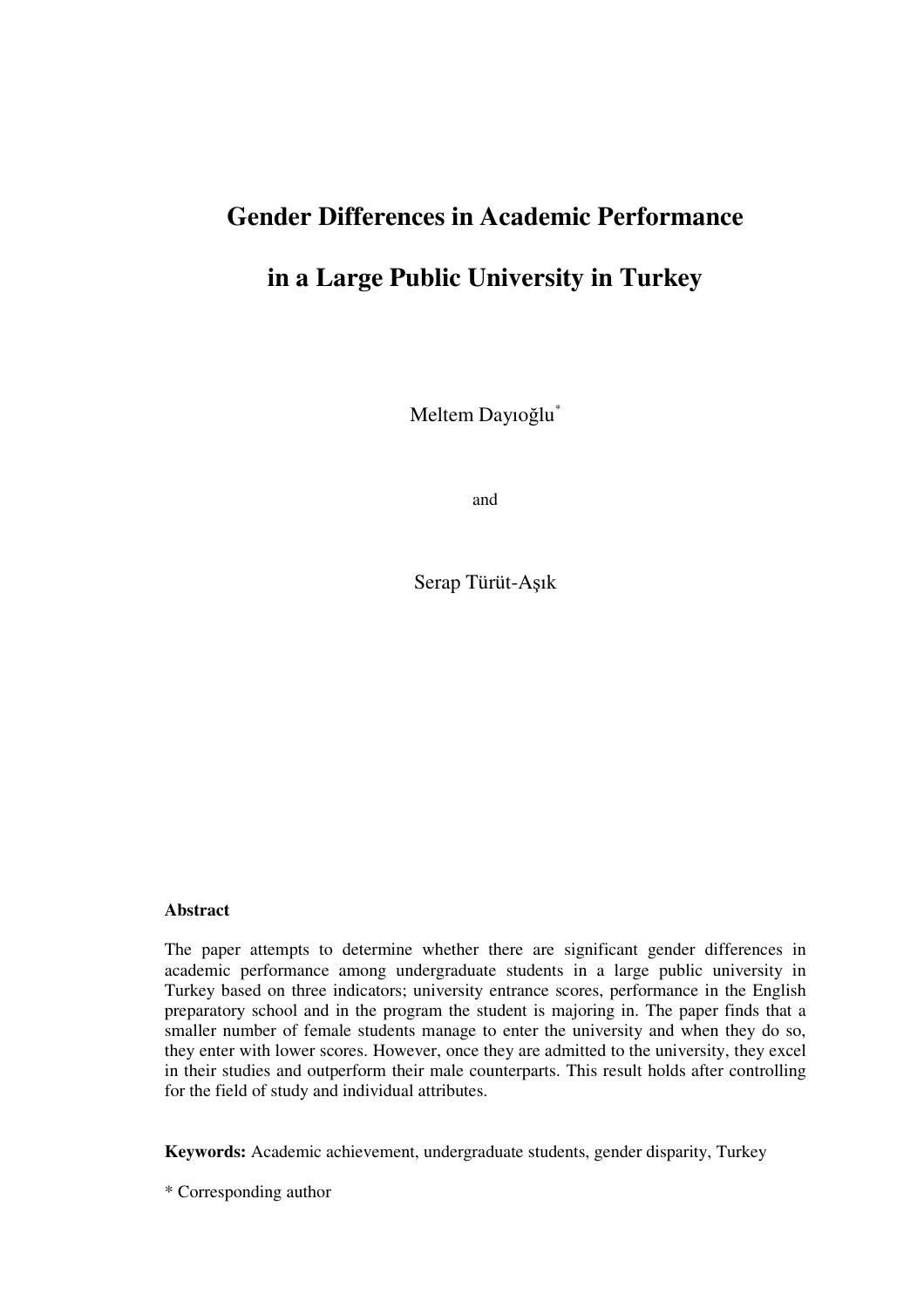# Gender Differences in Academic Performance in a Large Public University in Turkey

Meltem Dayıoğlu*

and

Serap Türüt-Aşık

**Abstract**

The paper attempts to determine whether there are significant gender differences in academic performance among undergraduate students in a large public university in Turkey based on three indicators; university entrance scores, performance in the English preparatory school and in the program the student is majoring in. The paper finds that a smaller number of female students manage to enter the university and when they do so, they enter with lower scores. However, once they are admitted to the university, they excel in their studies and outperform their male counterparts. This result holds after controlling for the field of study and individual attributes.

**Keywords:** Academic achievement, undergraduate students, gender disparity, Turkey

* Corresponding author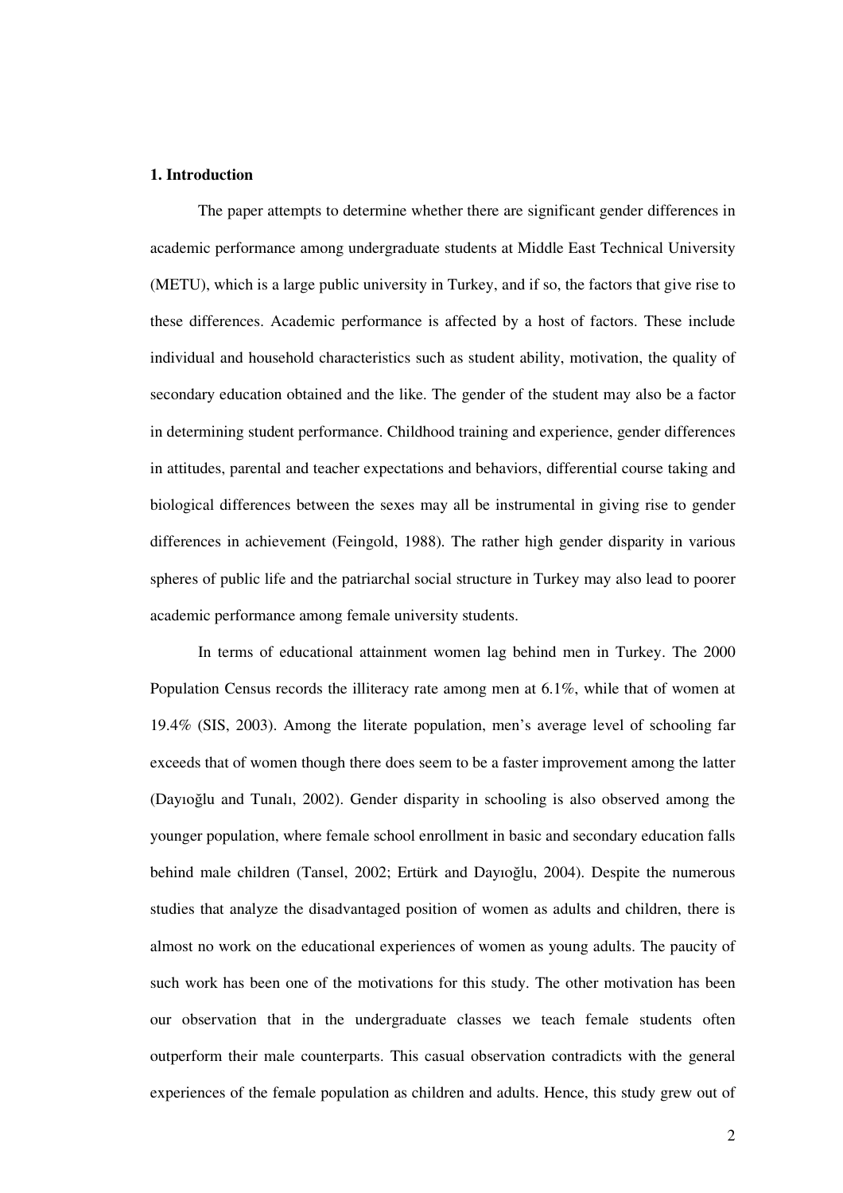## 1. Introduction

The paper attempts to determine whether there are significant gender differences in academic performance among undergraduate students at Middle East Technical University (METU), which is a large public university in Turkey, and if so, the factors that give rise to these differences. Academic performance is affected by a host of factors. These include individual and household characteristics such as student ability, motivation, the quality of secondary education obtained and the like. The gender of the student may also be a factor in determining student performance. Childhood training and experience, gender differences in attitudes, parental and teacher expectations and behaviors, differential course taking and biological differences between the sexes may all be instrumental in giving rise to gender differences in achievement (Feingold, 1988). The rather high gender disparity in various spheres of public life and the patriarchal social structure in Turkey may also lead to poorer academic performance among female university students.

In terms of educational attainment women lag behind men in Turkey. The 2000 Population Census records the illiteracy rate among men at 6.1%, while that of women at 19.4% (SIS, 2003). Among the literate population, men's average level of schooling far exceeds that of women though there does seem to be a faster improvement among the latter (Dayıoğlu and Tunalı, 2002). Gender disparity in schooling is also observed among the younger population, where female school enrollment in basic and secondary education falls behind male children (Tansel, 2002; Ertürk and Dayıoğlu, 2004). Despite the numerous studies that analyze the disadvantaged position of women as adults and children, there is almost no work on the educational experiences of women as young adults. The paucity of such work has been one of the motivations for this study. The other motivation has been our observation that in the undergraduate classes we teach female students often outperform their male counterparts. This casual observation contradicts with the general experiences of the female population as children and adults. Hence, this study grew out of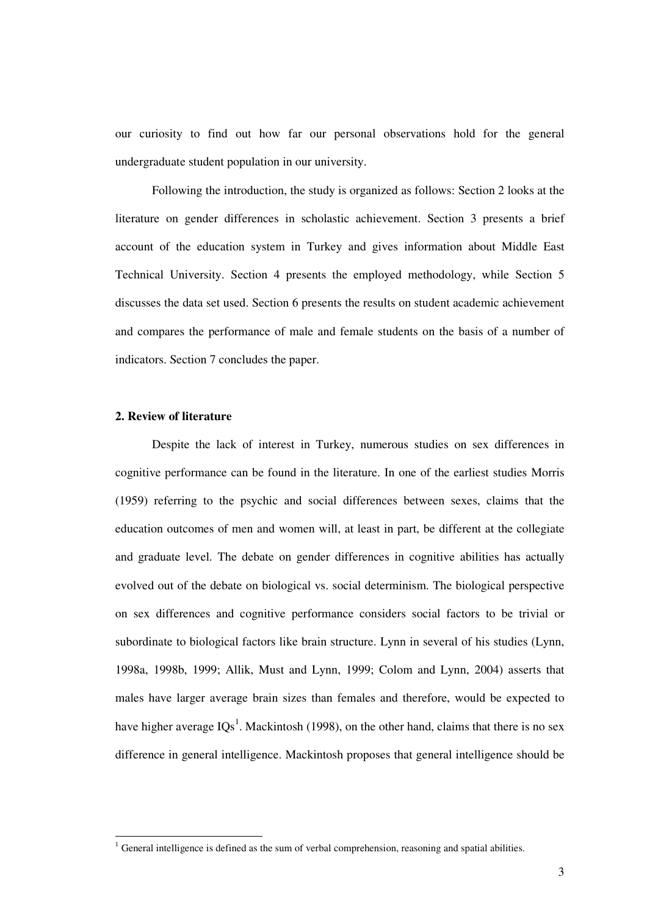our curiosity to find out how far our personal observations hold for the general undergraduate student population in our university.

Following the introduction, the study is organized as follows: Section 2 looks at the literature on gender differences in scholastic achievement. Section 3 presents a brief account of the education system in Turkey and gives information about Middle East Technical University. Section 4 presents the employed methodology, while Section 5 discusses the data set used. Section 6 presents the results on student academic achievement and compares the performance of male and female students on the basis of a number of indicators. Section 7 concludes the paper.

## 2. Review of literature

Despite the lack of interest in Turkey, numerous studies on sex differences in cognitive performance can be found in the literature. In one of the earliest studies Morris (1959) referring to the psychic and social differences between sexes, claims that the education outcomes of men and women will, at least in part, be different at the collegiate and graduate level. The debate on gender differences in cognitive abilities has actually evolved out of the debate on biological vs. social determinism. The biological perspective on sex differences and cognitive performance considers social factors to be trivial or subordinate to biological factors like brain structure. Lynn in several of his studies (Lynn, 1998a, 1998b, 1999; Allik, Must and Lynn, 1999; Colom and Lynn, 2004) asserts that males have larger average brain sizes than females and therefore, would be expected to have higher average IQs[1]. Mackintosh (1998), on the other hand, claims that there is no sex difference in general intelligence. Mackintosh proposes that general intelligence should be

[1] General intelligence is defined as the sum of verbal comprehension, reasoning and spatial abilities.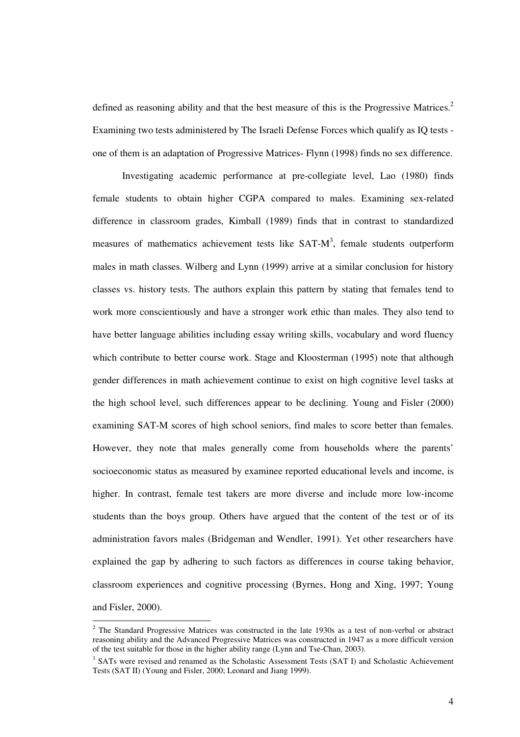defined as reasoning ability and that the best measure of this is the Progressive Matrices.[2] Examining two tests administered by The Israeli Defense Forces which qualify as IQ tests - one of them is an adaptation of Progressive Matrices- Flynn (1998) finds no sex difference.

Investigating academic performance at pre-collegiate level, Lao (1980) finds female students to obtain higher CGPA compared to males. Examining sex-related difference in classroom grades, Kimball (1989) finds that in contrast to standardized measures of mathematics achievement tests like SAT-M[3], female students outperform males in math classes. Wilberg and Lynn (1999) arrive at a similar conclusion for history classes vs. history tests. The authors explain this pattern by stating that females tend to work more conscientiously and have a stronger work ethic than males. They also tend to have better language abilities including essay writing skills, vocabulary and word fluency which contribute to better course work. Stage and Kloosterman (1995) note that although gender differences in math achievement continue to exist on high cognitive level tasks at the high school level, such differences appear to be declining. Young and Fisler (2000) examining SAT-M scores of high school seniors, find males to score better than females. However, they note that males generally come from households where the parents' socioeconomic status as measured by examinee reported educational levels and income, is higher. In contrast, female test takers are more diverse and include more low-income students than the boys group. Others have argued that the content of the test or of its administration favors males (Bridgeman and Wendler, 1991). Yet other researchers have explained the gap by adhering to such factors as differences in course taking behavior, classroom experiences and cognitive processing (Byrnes, Hong and Xing, 1997; Young and Fisler, 2000).

---

[2] The Standard Progressive Matrices was constructed in the late 1930s as a test of non-verbal or abstract reasoning ability and the Advanced Progressive Matrices was constructed in 1947 as a more difficult version of the test suitable for those in the higher ability range (Lynn and Tse-Chan, 2003).

[3] SATs were revised and renamed as the Scholastic Assessment Tests (SAT I) and Scholastic Achievement Tests (SAT II) (Young and Fisler, 2000; Leonard and Jiang 1999).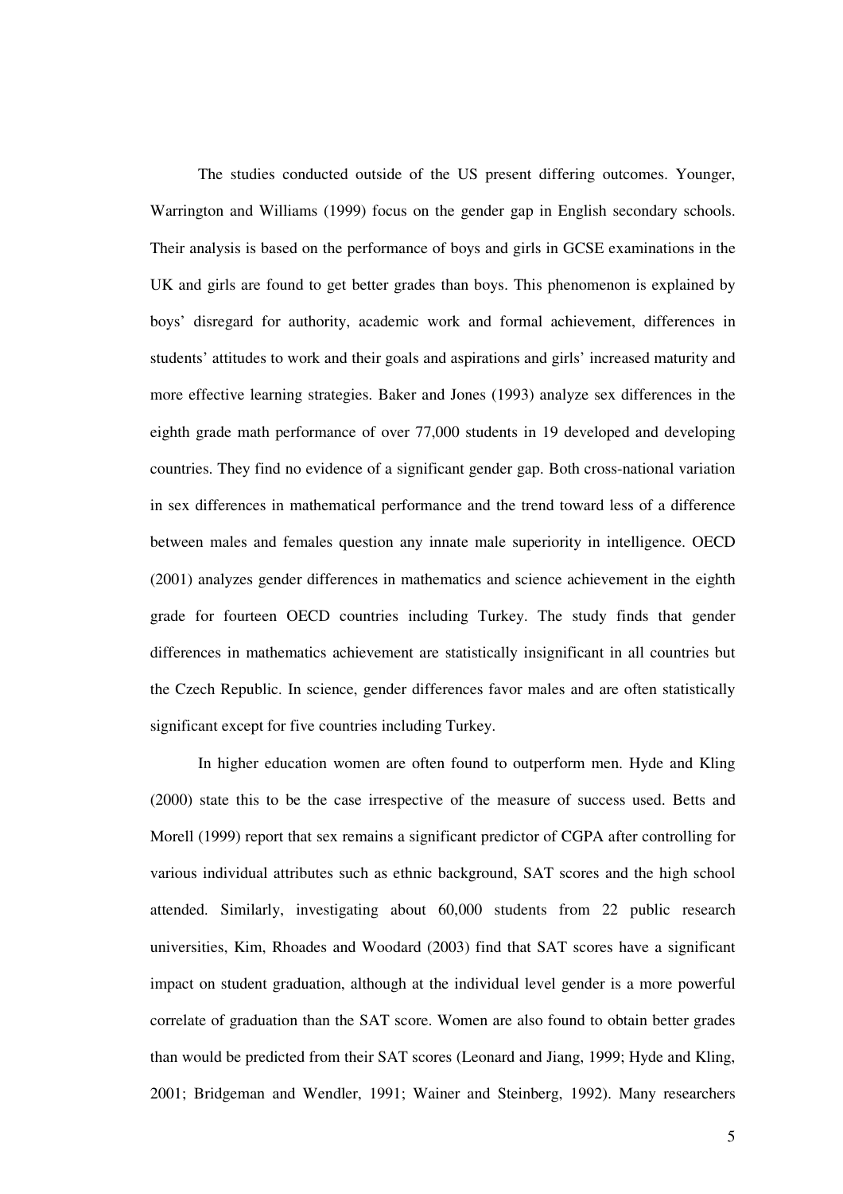The studies conducted outside of the US present differing outcomes. Younger, Warrington and Williams (1999) focus on the gender gap in English secondary schools. Their analysis is based on the performance of boys and girls in GCSE examinations in the UK and girls are found to get better grades than boys. This phenomenon is explained by boys' disregard for authority, academic work and formal achievement, differences in students' attitudes to work and their goals and aspirations and girls' increased maturity and more effective learning strategies. Baker and Jones (1993) analyze sex differences in the eighth grade math performance of over 77,000 students in 19 developed and developing countries. They find no evidence of a significant gender gap. Both cross-national variation in sex differences in mathematical performance and the trend toward less of a difference between males and females question any innate male superiority in intelligence. OECD (2001) analyzes gender differences in mathematics and science achievement in the eighth grade for fourteen OECD countries including Turkey. The study finds that gender differences in mathematics achievement are statistically insignificant in all countries but the Czech Republic. In science, gender differences favor males and are often statistically significant except for five countries including Turkey.

In higher education women are often found to outperform men. Hyde and Kling (2000) state this to be the case irrespective of the measure of success used. Betts and Morell (1999) report that sex remains a significant predictor of CGPA after controlling for various individual attributes such as ethnic background, SAT scores and the high school attended. Similarly, investigating about 60,000 students from 22 public research universities, Kim, Rhoades and Woodard (2003) find that SAT scores have a significant impact on student graduation, although at the individual level gender is a more powerful correlate of graduation than the SAT score. Women are also found to obtain better grades than would be predicted from their SAT scores (Leonard and Jiang, 1999; Hyde and Kling, 2001; Bridgeman and Wendler, 1991; Wainer and Steinberg, 1992). Many researchers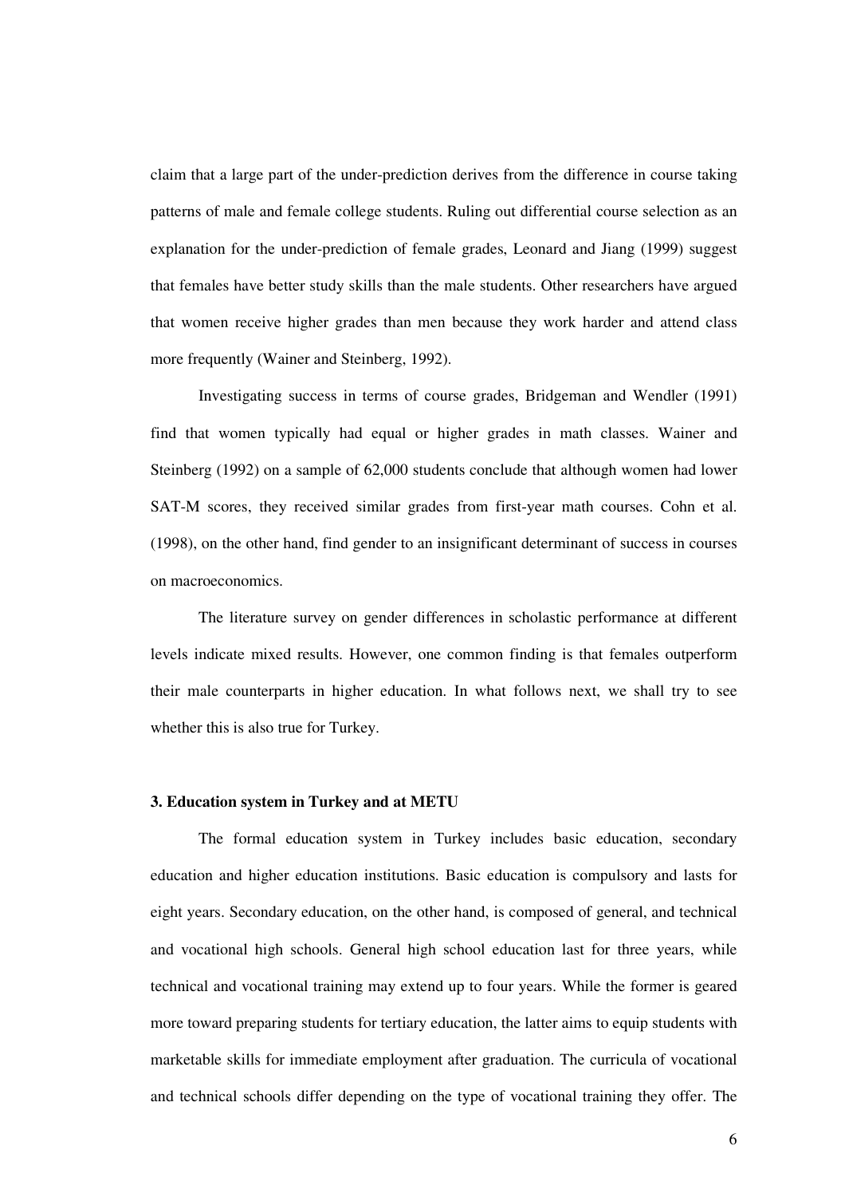claim that a large part of the under-prediction derives from the difference in course taking patterns of male and female college students. Ruling out differential course selection as an explanation for the under-prediction of female grades, Leonard and Jiang (1999) suggest that females have better study skills than the male students. Other researchers have argued that women receive higher grades than men because they work harder and attend class more frequently (Wainer and Steinberg, 1992).

Investigating success in terms of course grades, Bridgeman and Wendler (1991) find that women typically had equal or higher grades in math classes. Wainer and Steinberg (1992) on a sample of 62,000 students conclude that although women had lower SAT-M scores, they received similar grades from first-year math courses. Cohn et al. (1998), on the other hand, find gender to an insignificant determinant of success in courses on macroeconomics.

The literature survey on gender differences in scholastic performance at different levels indicate mixed results. However, one common finding is that females outperform their male counterparts in higher education. In what follows next, we shall try to see whether this is also true for Turkey.

### 3. Education system in Turkey and at METU

The formal education system in Turkey includes basic education, secondary education and higher education institutions. Basic education is compulsory and lasts for eight years. Secondary education, on the other hand, is composed of general, and technical and vocational high schools. General high school education last for three years, while technical and vocational training may extend up to four years. While the former is geared more toward preparing students for tertiary education, the latter aims to equip students with marketable skills for immediate employment after graduation. The curricula of vocational and technical schools differ depending on the type of vocational training they offer. The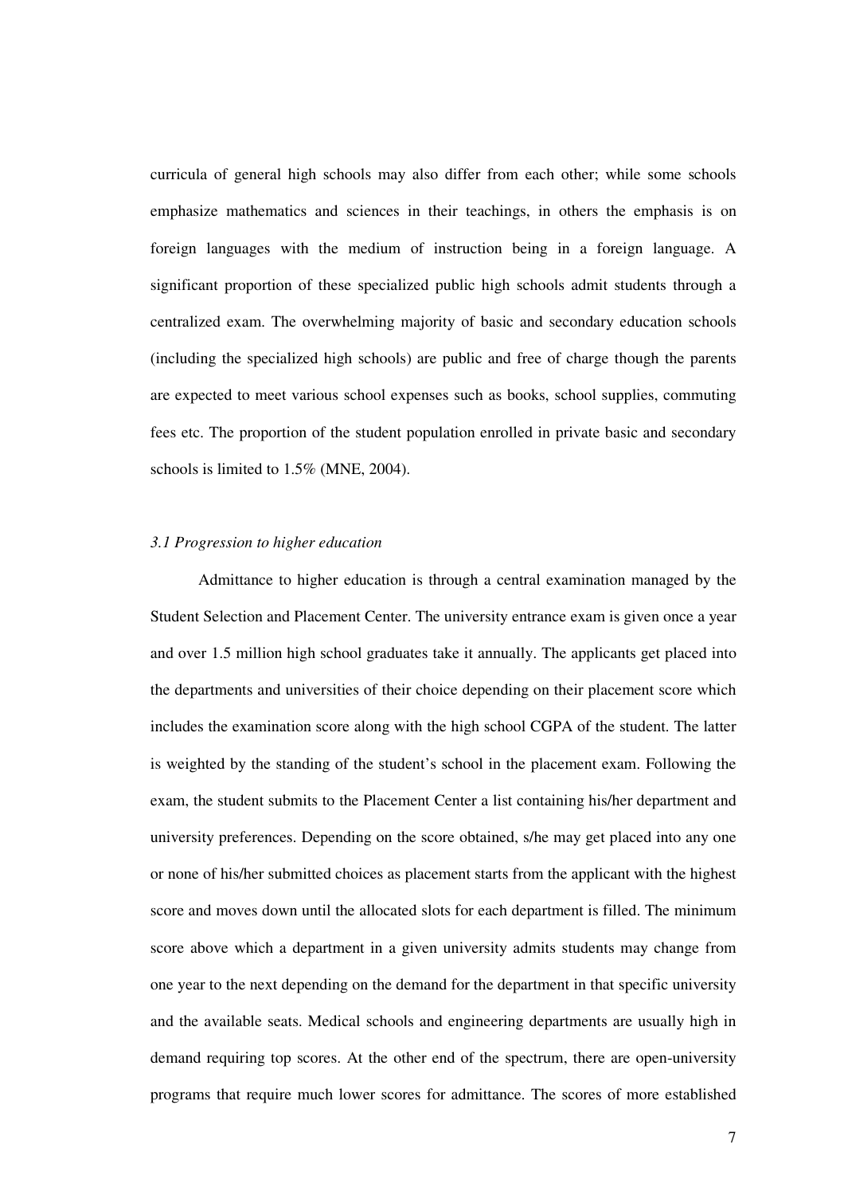curricula of general high schools may also differ from each other; while some schools emphasize mathematics and sciences in their teachings, in others the emphasis is on foreign languages with the medium of instruction being in a foreign language. A significant proportion of these specialized public high schools admit students through a centralized exam. The overwhelming majority of basic and secondary education schools (including the specialized high schools) are public and free of charge though the parents are expected to meet various school expenses such as books, school supplies, commuting fees etc. The proportion of the student population enrolled in private basic and secondary schools is limited to 1.5% (MNE, 2004).

### *3.1 Progression to higher education*

Admittance to higher education is through a central examination managed by the Student Selection and Placement Center. The university entrance exam is given once a year and over 1.5 million high school graduates take it annually. The applicants get placed into the departments and universities of their choice depending on their placement score which includes the examination score along with the high school CGPA of the student. The latter is weighted by the standing of the student's school in the placement exam. Following the exam, the student submits to the Placement Center a list containing his/her department and university preferences. Depending on the score obtained, s/he may get placed into any one or none of his/her submitted choices as placement starts from the applicant with the highest score and moves down until the allocated slots for each department is filled. The minimum score above which a department in a given university admits students may change from one year to the next depending on the demand for the department in that specific university and the available seats. Medical schools and engineering departments are usually high in demand requiring top scores. At the other end of the spectrum, there are open-university programs that require much lower scores for admittance. The scores of more established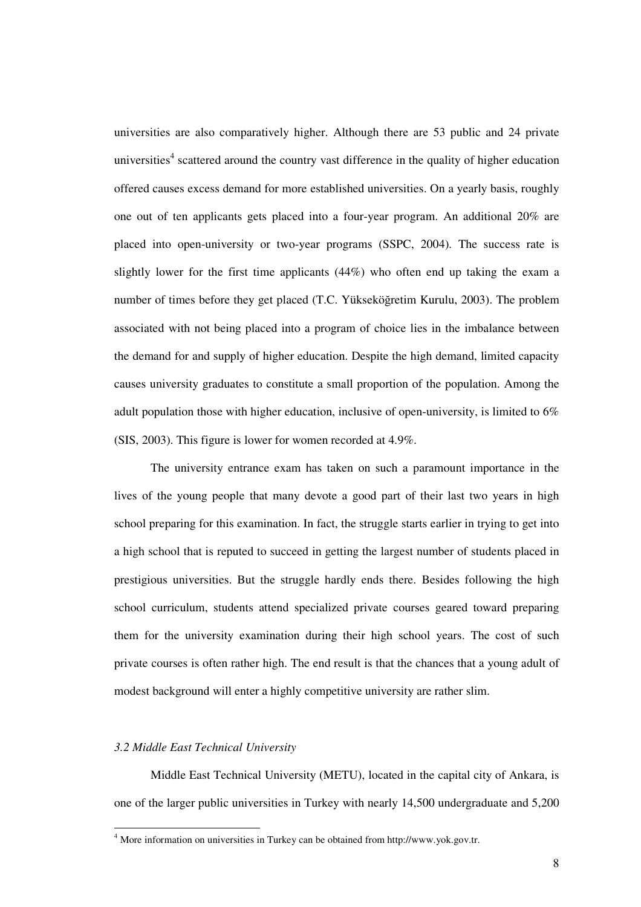universities are also comparatively higher. Although there are 53 public and 24 private universities[4] scattered around the country vast difference in the quality of higher education offered causes excess demand for more established universities. On a yearly basis, roughly one out of ten applicants gets placed into a four-year program. An additional 20% are placed into open-university or two-year programs (SSPC, 2004). The success rate is slightly lower for the first time applicants (44%) who often end up taking the exam a number of times before they get placed (T.C. Yükseköğretim Kurulu, 2003). The problem associated with not being placed into a program of choice lies in the imbalance between the demand for and supply of higher education. Despite the high demand, limited capacity causes university graduates to constitute a small proportion of the population. Among the adult population those with higher education, inclusive of open-university, is limited to 6% (SIS, 2003). This figure is lower for women recorded at 4.9%.

The university entrance exam has taken on such a paramount importance in the lives of the young people that many devote a good part of their last two years in high school preparing for this examination. In fact, the struggle starts earlier in trying to get into a high school that is reputed to succeed in getting the largest number of students placed in prestigious universities. But the struggle hardly ends there. Besides following the high school curriculum, students attend specialized private courses geared toward preparing them for the university examination during their high school years. The cost of such private courses is often rather high. The end result is that the chances that a young adult of modest background will enter a highly competitive university are rather slim.

### *3.2 Middle East Technical University*

Middle East Technical University (METU), located in the capital city of Ankara, is one of the larger public universities in Turkey with nearly 14,500 undergraduate and 5,200

---

[4] More information on universities in Turkey can be obtained from http://www.yok.gov.tr.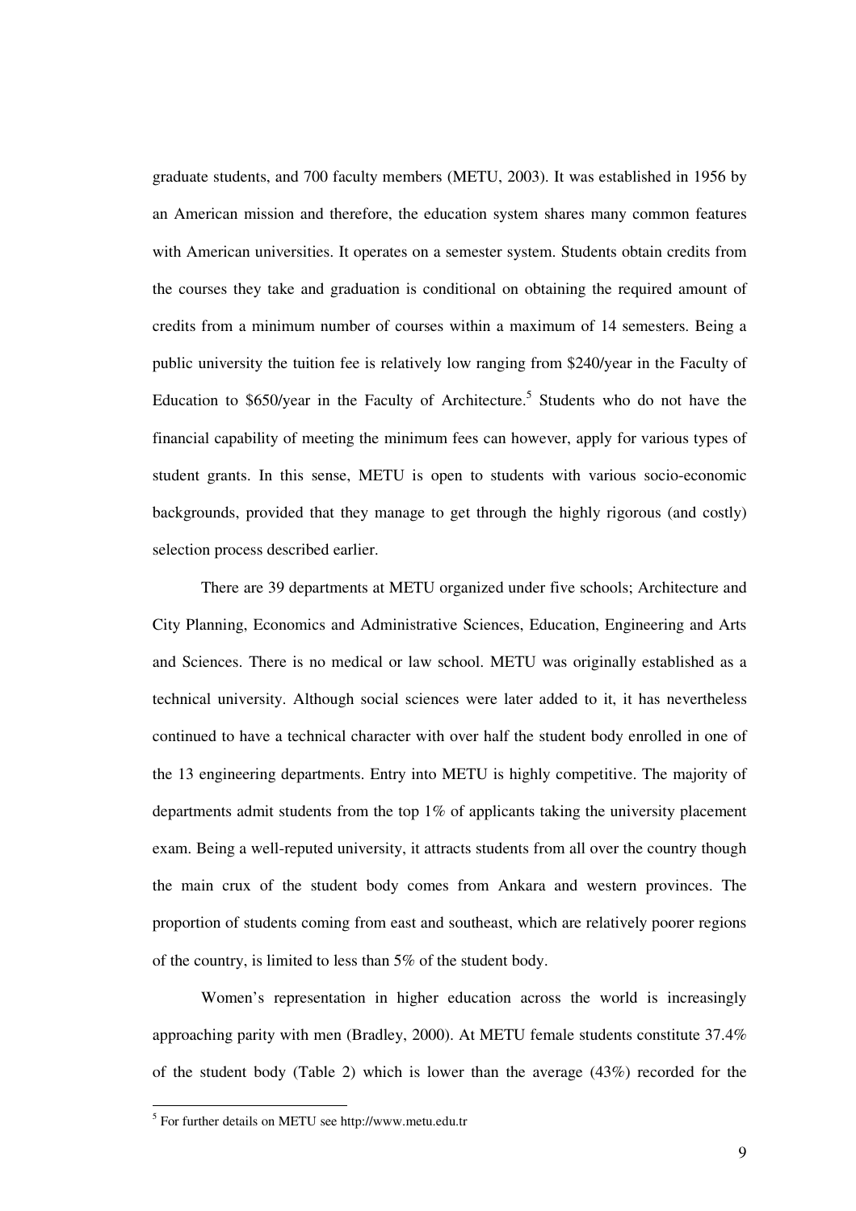graduate students, and 700 faculty members (METU, 2003). It was established in 1956 by an American mission and therefore, the education system shares many common features with American universities. It operates on a semester system. Students obtain credits from the courses they take and graduation is conditional on obtaining the required amount of credits from a minimum number of courses within a maximum of 14 semesters. Being a public university the tuition fee is relatively low ranging from $240/year in the Faculty of Education to $650/year in the Faculty of Architecture.[5] Students who do not have the financial capability of meeting the minimum fees can however, apply for various types of student grants. In this sense, METU is open to students with various socio-economic backgrounds, provided that they manage to get through the highly rigorous (and costly) selection process described earlier.

There are 39 departments at METU organized under five schools; Architecture and City Planning, Economics and Administrative Sciences, Education, Engineering and Arts and Sciences. There is no medical or law school. METU was originally established as a technical university. Although social sciences were later added to it, it has nevertheless continued to have a technical character with over half the student body enrolled in one of the 13 engineering departments. Entry into METU is highly competitive. The majority of departments admit students from the top 1% of applicants taking the university placement exam. Being a well-reputed university, it attracts students from all over the country though the main crux of the student body comes from Ankara and western provinces. The proportion of students coming from east and southeast, which are relatively poorer regions of the country, is limited to less than 5% of the student body.

Women's representation in higher education across the world is increasingly approaching parity with men (Bradley, 2000). At METU female students constitute 37.4% of the student body (Table 2) which is lower than the average (43%) recorded for the

[5] For further details on METU see http://www.metu.edu.tr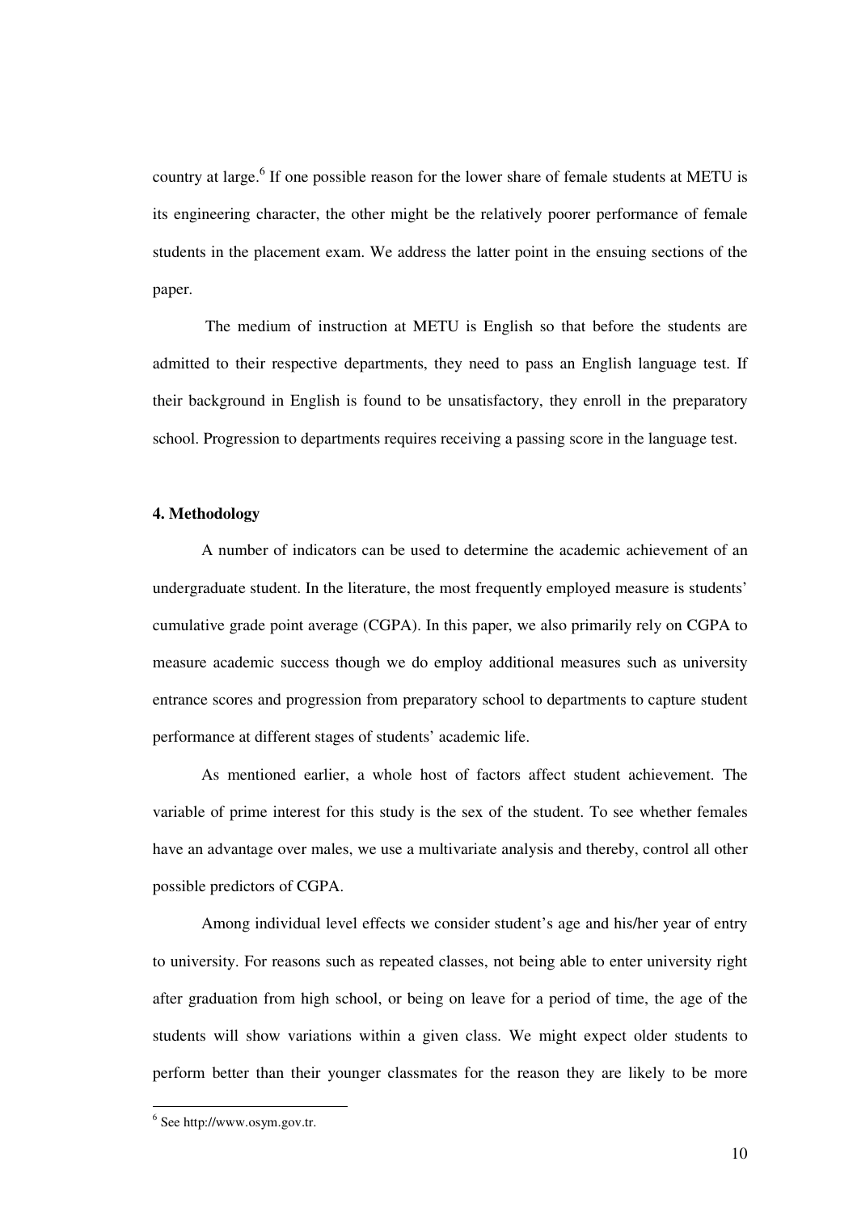country at large.[6] If one possible reason for the lower share of female students at METU is its engineering character, the other might be the relatively poorer performance of female students in the placement exam. We address the latter point in the ensuing sections of the paper.

The medium of instruction at METU is English so that before the students are admitted to their respective departments, they need to pass an English language test. If their background in English is found to be unsatisfactory, they enroll in the preparatory school. Progression to departments requires receiving a passing score in the language test.

**4. Methodology**

A number of indicators can be used to determine the academic achievement of an undergraduate student. In the literature, the most frequently employed measure is students' cumulative grade point average (CGPA). In this paper, we also primarily rely on CGPA to measure academic success though we do employ additional measures such as university entrance scores and progression from preparatory school to departments to capture student performance at different stages of students' academic life.

As mentioned earlier, a whole host of factors affect student achievement. The variable of prime interest for this study is the sex of the student. To see whether females have an advantage over males, we use a multivariate analysis and thereby, control all other possible predictors of CGPA.

Among individual level effects we consider student's age and his/her year of entry to university. For reasons such as repeated classes, not being able to enter university right after graduation from high school, or being on leave for a period of time, the age of the students will show variations within a given class. We might expect older students to perform better than their younger classmates for the reason they are likely to be more

[6] See http://www.osym.gov.tr.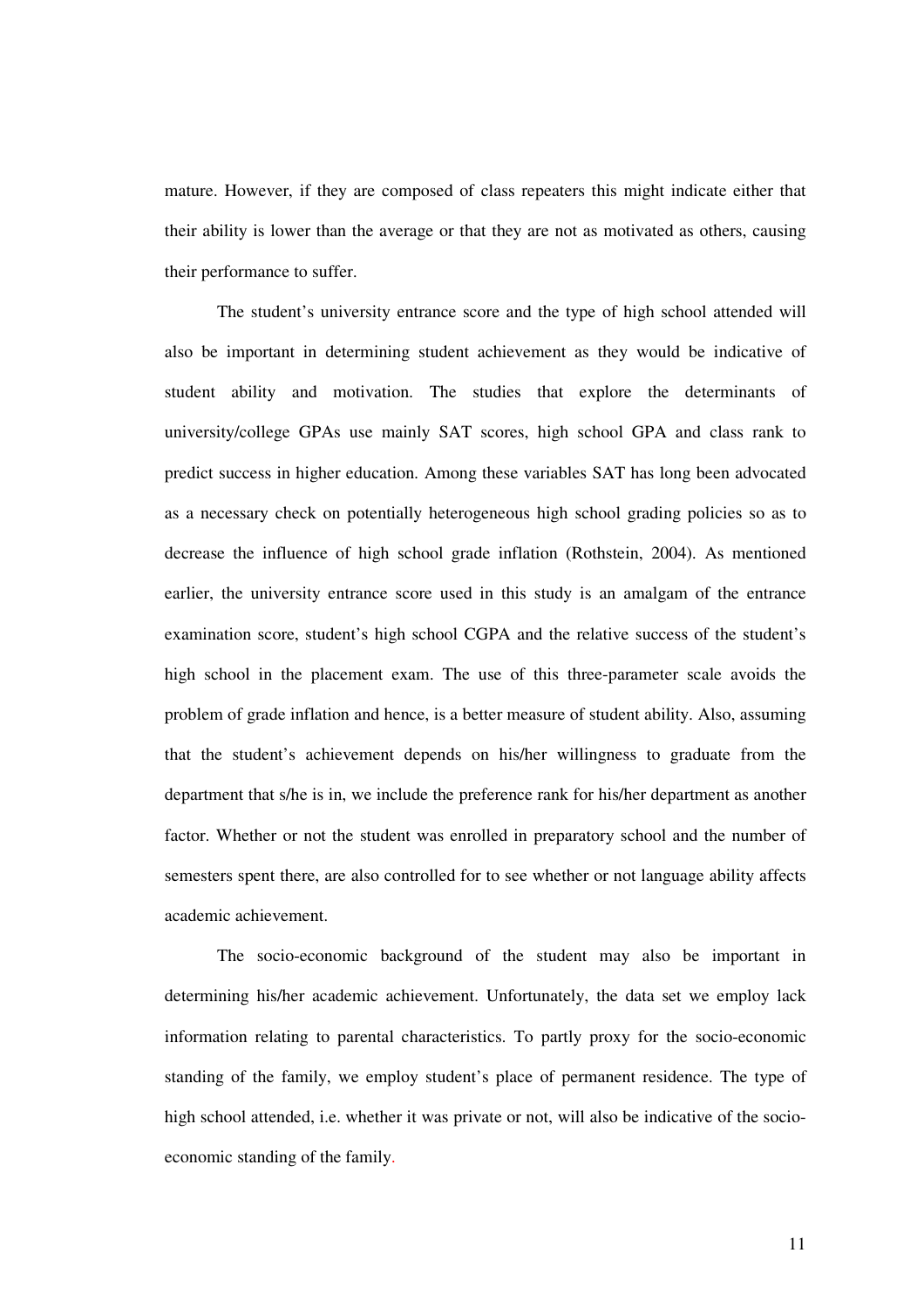mature. However, if they are composed of class repeaters this might indicate either that their ability is lower than the average or that they are not as motivated as others, causing their performance to suffer.

The student's university entrance score and the type of high school attended will also be important in determining student achievement as they would be indicative of student ability and motivation. The studies that explore the determinants of university/college GPAs use mainly SAT scores, high school GPA and class rank to predict success in higher education. Among these variables SAT has long been advocated as a necessary check on potentially heterogeneous high school grading policies so as to decrease the influence of high school grade inflation (Rothstein, 2004). As mentioned earlier, the university entrance score used in this study is an amalgam of the entrance examination score, student's high school CGPA and the relative success of the student's high school in the placement exam. The use of this three-parameter scale avoids the problem of grade inflation and hence, is a better measure of student ability. Also, assuming that the student's achievement depends on his/her willingness to graduate from the department that s/he is in, we include the preference rank for his/her department as another factor. Whether or not the student was enrolled in preparatory school and the number of semesters spent there, are also controlled for to see whether or not language ability affects academic achievement.

The socio-economic background of the student may also be important in determining his/her academic achievement. Unfortunately, the data set we employ lack information relating to parental characteristics. To partly proxy for the socio-economic standing of the family, we employ student's place of permanent residence. The type of high school attended, i.e. whether it was private or not, will also be indicative of the socio-economic standing of the family.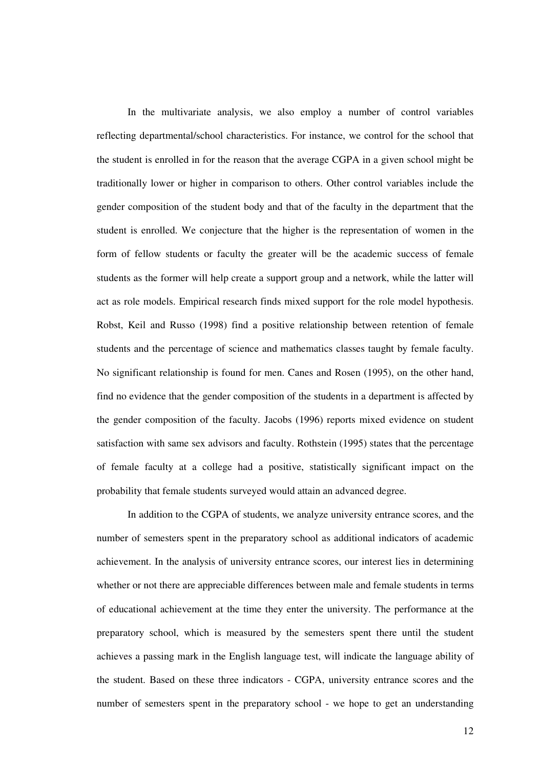In the multivariate analysis, we also employ a number of control variables reflecting departmental/school characteristics. For instance, we control for the school that the student is enrolled in for the reason that the average CGPA in a given school might be traditionally lower or higher in comparison to others. Other control variables include the gender composition of the student body and that of the faculty in the department that the student is enrolled. We conjecture that the higher is the representation of women in the form of fellow students or faculty the greater will be the academic success of female students as the former will help create a support group and a network, while the latter will act as role models. Empirical research finds mixed support for the role model hypothesis. Robst, Keil and Russo (1998) find a positive relationship between retention of female students and the percentage of science and mathematics classes taught by female faculty. No significant relationship is found for men. Canes and Rosen (1995), on the other hand, find no evidence that the gender composition of the students in a department is affected by the gender composition of the faculty. Jacobs (1996) reports mixed evidence on student satisfaction with same sex advisors and faculty. Rothstein (1995) states that the percentage of female faculty at a college had a positive, statistically significant impact on the probability that female students surveyed would attain an advanced degree.

In addition to the CGPA of students, we analyze university entrance scores, and the number of semesters spent in the preparatory school as additional indicators of academic achievement. In the analysis of university entrance scores, our interest lies in determining whether or not there are appreciable differences between male and female students in terms of educational achievement at the time they enter the university. The performance at the preparatory school, which is measured by the semesters spent there until the student achieves a passing mark in the English language test, will indicate the language ability of the student. Based on these three indicators - CGPA, university entrance scores and the number of semesters spent in the preparatory school - we hope to get an understanding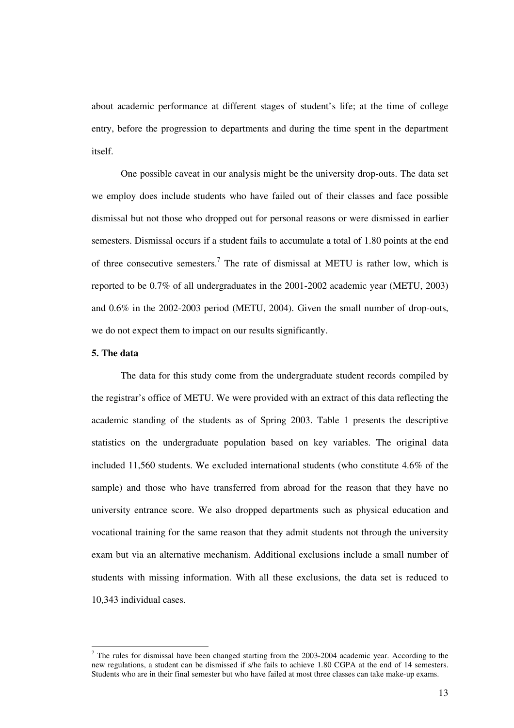about academic performance at different stages of student's life; at the time of college entry, before the progression to departments and during the time spent in the department itself.

One possible caveat in our analysis might be the university drop-outs. The data set we employ does include students who have failed out of their classes and face possible dismissal but not those who dropped out for personal reasons or were dismissed in earlier semesters. Dismissal occurs if a student fails to accumulate a total of 1.80 points at the end of three consecutive semesters.[7] The rate of dismissal at METU is rather low, which is reported to be 0.7% of all undergraduates in the 2001-2002 academic year (METU, 2003) and 0.6% in the 2002-2003 period (METU, 2004). Given the small number of drop-outs, we do not expect them to impact on our results significantly.

**5. The data**

The data for this study come from the undergraduate student records compiled by the registrar's office of METU. We were provided with an extract of this data reflecting the academic standing of the students as of Spring 2003. Table 1 presents the descriptive statistics on the undergraduate population based on key variables. The original data included 11,560 students. We excluded international students (who constitute 4.6% of the sample) and those who have transferred from abroad for the reason that they have no university entrance score. We also dropped departments such as physical education and vocational training for the same reason that they admit students not through the university exam but via an alternative mechanism. Additional exclusions include a small number of students with missing information. With all these exclusions, the data set is reduced to 10,343 individual cases.

[7] The rules for dismissal have been changed starting from the 2003-2004 academic year. According to the new regulations, a student can be dismissed if s/he fails to achieve 1.80 CGPA at the end of 14 semesters. Students who are in their final semester but who have failed at most three classes can take make-up exams.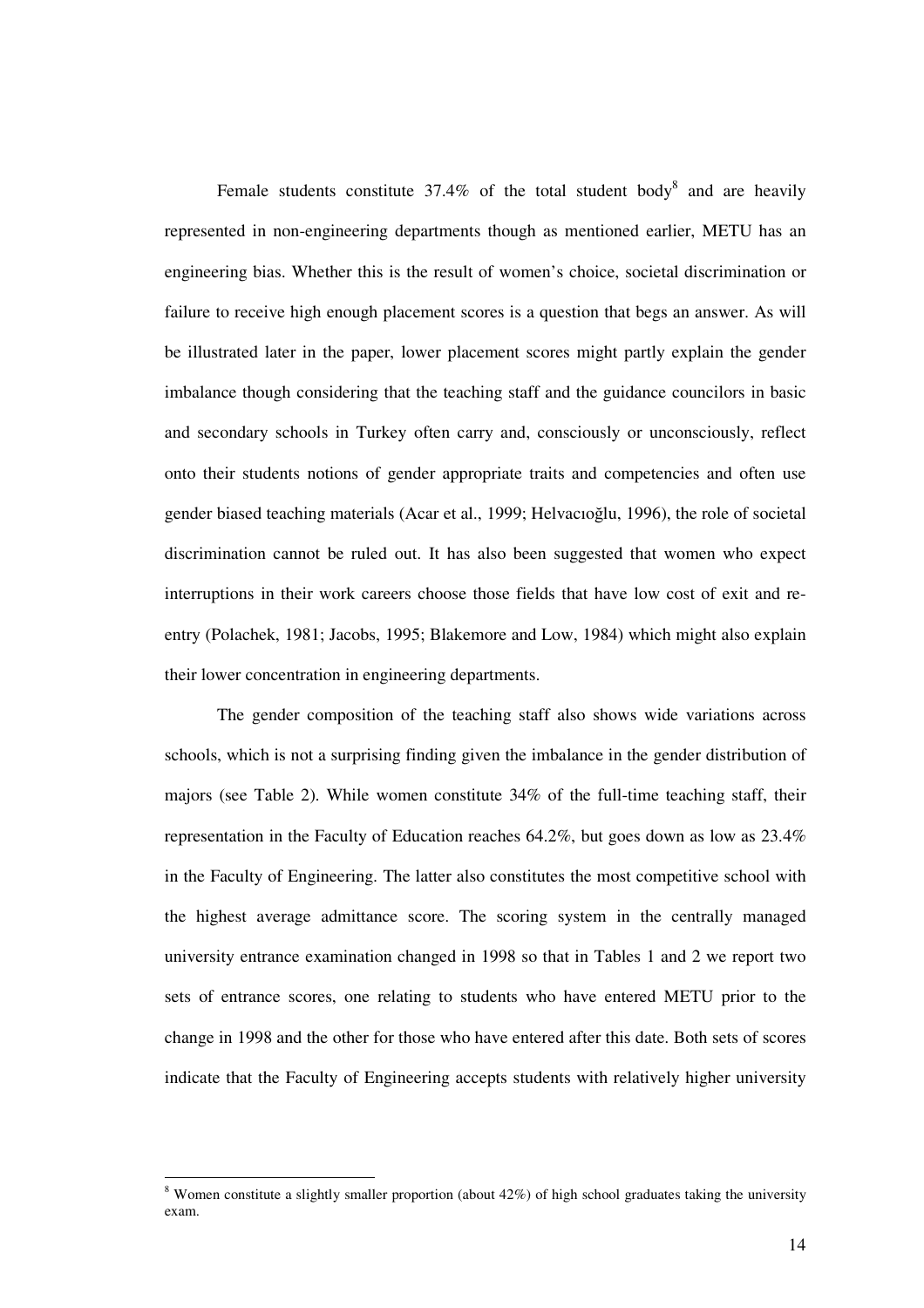Female students constitute 37.4% of the total student body[8] and are heavily represented in non-engineering departments though as mentioned earlier, METU has an engineering bias. Whether this is the result of women's choice, societal discrimination or failure to receive high enough placement scores is a question that begs an answer. As will be illustrated later in the paper, lower placement scores might partly explain the gender imbalance though considering that the teaching staff and the guidance councilors in basic and secondary schools in Turkey often carry and, consciously or unconsciously, reflect onto their students notions of gender appropriate traits and competencies and often use gender biased teaching materials (Acar et al., 1999; Helvacıoğlu, 1996), the role of societal discrimination cannot be ruled out. It has also been suggested that women who expect interruptions in their work careers choose those fields that have low cost of exit and re-entry (Polachek, 1981; Jacobs, 1995; Blakemore and Low, 1984) which might also explain their lower concentration in engineering departments.

The gender composition of the teaching staff also shows wide variations across schools, which is not a surprising finding given the imbalance in the gender distribution of majors (see Table 2). While women constitute 34% of the full-time teaching staff, their representation in the Faculty of Education reaches 64.2%, but goes down as low as 23.4% in the Faculty of Engineering. The latter also constitutes the most competitive school with the highest average admittance score. The scoring system in the centrally managed university entrance examination changed in 1998 so that in Tables 1 and 2 we report two sets of entrance scores, one relating to students who have entered METU prior to the change in 1998 and the other for those who have entered after this date. Both sets of scores indicate that the Faculty of Engineering accepts students with relatively higher university

---

[8] Women constitute a slightly smaller proportion (about 42%) of high school graduates taking the university exam.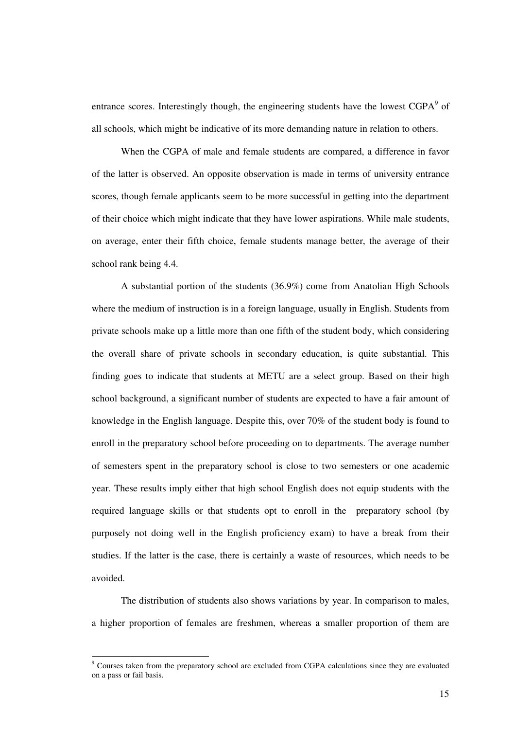entrance scores. Interestingly though, the engineering students have the lowest CGPA[9] of all schools, which might be indicative of its more demanding nature in relation to others.

When the CGPA of male and female students are compared, a difference in favor of the latter is observed. An opposite observation is made in terms of university entrance scores, though female applicants seem to be more successful in getting into the department of their choice which might indicate that they have lower aspirations. While male students, on average, enter their fifth choice, female students manage better, the average of their school rank being 4.4.

A substantial portion of the students (36.9%) come from Anatolian High Schools where the medium of instruction is in a foreign language, usually in English. Students from private schools make up a little more than one fifth of the student body, which considering the overall share of private schools in secondary education, is quite substantial. This finding goes to indicate that students at METU are a select group. Based on their high school background, a significant number of students are expected to have a fair amount of knowledge in the English language. Despite this, over 70% of the student body is found to enroll in the preparatory school before proceeding on to departments. The average number of semesters spent in the preparatory school is close to two semesters or one academic year. These results imply either that high school English does not equip students with the required language skills or that students opt to enroll in the preparatory school (by purposely not doing well in the English proficiency exam) to have a break from their studies. If the latter is the case, there is certainly a waste of resources, which needs to be avoided.

The distribution of students also shows variations by year. In comparison to males, a higher proportion of females are freshmen, whereas a smaller proportion of them are

---

[9] Courses taken from the preparatory school are excluded from CGPA calculations since they are evaluated on a pass or fail basis.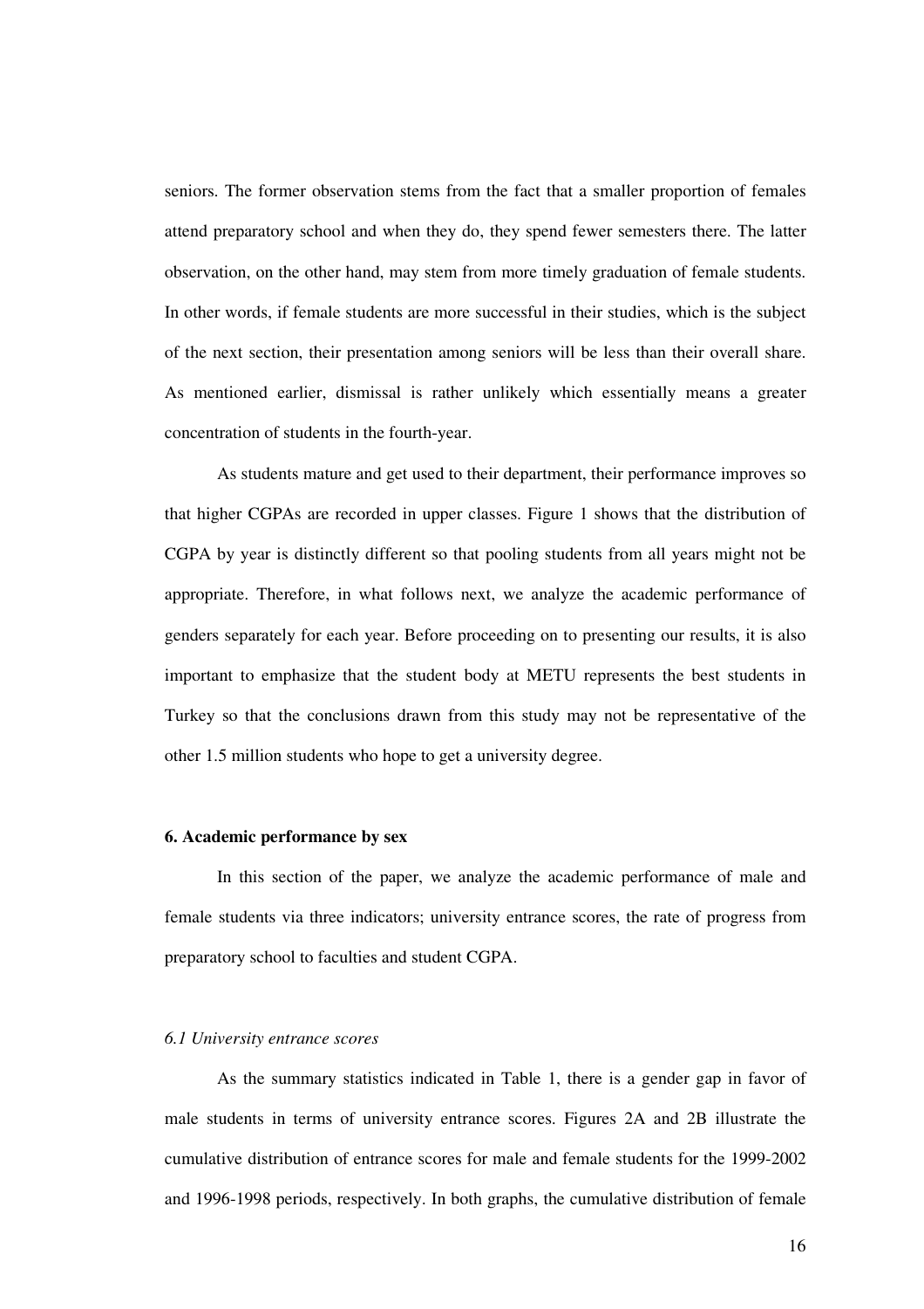seniors. The former observation stems from the fact that a smaller proportion of females attend preparatory school and when they do, they spend fewer semesters there. The latter observation, on the other hand, may stem from more timely graduation of female students. In other words, if female students are more successful in their studies, which is the subject of the next section, their presentation among seniors will be less than their overall share. As mentioned earlier, dismissal is rather unlikely which essentially means a greater concentration of students in the fourth-year.

As students mature and get used to their department, their performance improves so that higher CGPAs are recorded in upper classes. Figure 1 shows that the distribution of CGPA by year is distinctly different so that pooling students from all years might not be appropriate. Therefore, in what follows next, we analyze the academic performance of genders separately for each year. Before proceeding on to presenting our results, it is also important to emphasize that the student body at METU represents the best students in Turkey so that the conclusions drawn from this study may not be representative of the other 1.5 million students who hope to get a university degree.

## 6. Academic performance by sex

In this section of the paper, we analyze the academic performance of male and female students via three indicators; university entrance scores, the rate of progress from preparatory school to faculties and student CGPA.

### *6.1 University entrance scores*

As the summary statistics indicated in Table 1, there is a gender gap in favor of male students in terms of university entrance scores. Figures 2A and 2B illustrate the cumulative distribution of entrance scores for male and female students for the 1999-2002 and 1996-1998 periods, respectively. In both graphs, the cumulative distribution of female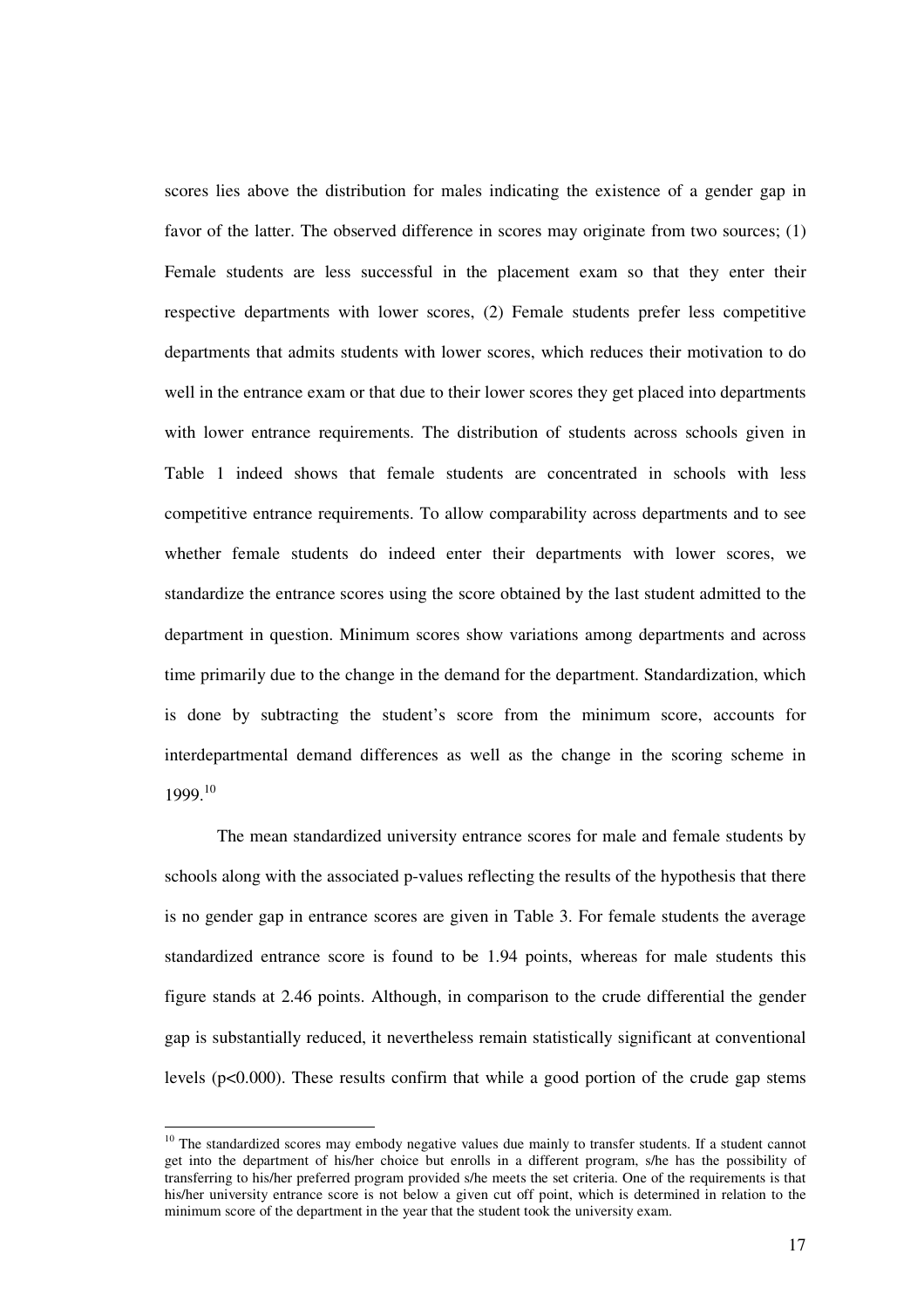scores lies above the distribution for males indicating the existence of a gender gap in favor of the latter. The observed difference in scores may originate from two sources; (1) Female students are less successful in the placement exam so that they enter their respective departments with lower scores, (2) Female students prefer less competitive departments that admits students with lower scores, which reduces their motivation to do well in the entrance exam or that due to their lower scores they get placed into departments with lower entrance requirements. The distribution of students across schools given in Table 1 indeed shows that female students are concentrated in schools with less competitive entrance requirements. To allow comparability across departments and to see whether female students do indeed enter their departments with lower scores, we standardize the entrance scores using the score obtained by the last student admitted to the department in question. Minimum scores show variations among departments and across time primarily due to the change in the demand for the department. Standardization, which is done by subtracting the student's score from the minimum score, accounts for interdepartmental demand differences as well as the change in the scoring scheme in 1999.[10]

The mean standardized university entrance scores for male and female students by schools along with the associated p-values reflecting the results of the hypothesis that there is no gender gap in entrance scores are given in Table 3. For female students the average standardized entrance score is found to be 1.94 points, whereas for male students this figure stands at 2.46 points. Although, in comparison to the crude differential the gender gap is substantially reduced, it nevertheless remain statistically significant at conventional levels ($p<0.000$). These results confirm that while a good portion of the crude gap stems

[10] The standardized scores may embody negative values due mainly to transfer students. If a student cannot get into the department of his/her choice but enrolls in a different program, s/he has the possibility of transferring to his/her preferred program provided s/he meets the set criteria. One of the requirements is that his/her university entrance score is not below a given cut off point, which is determined in relation to the minimum score of the department in the year that the student took the university exam.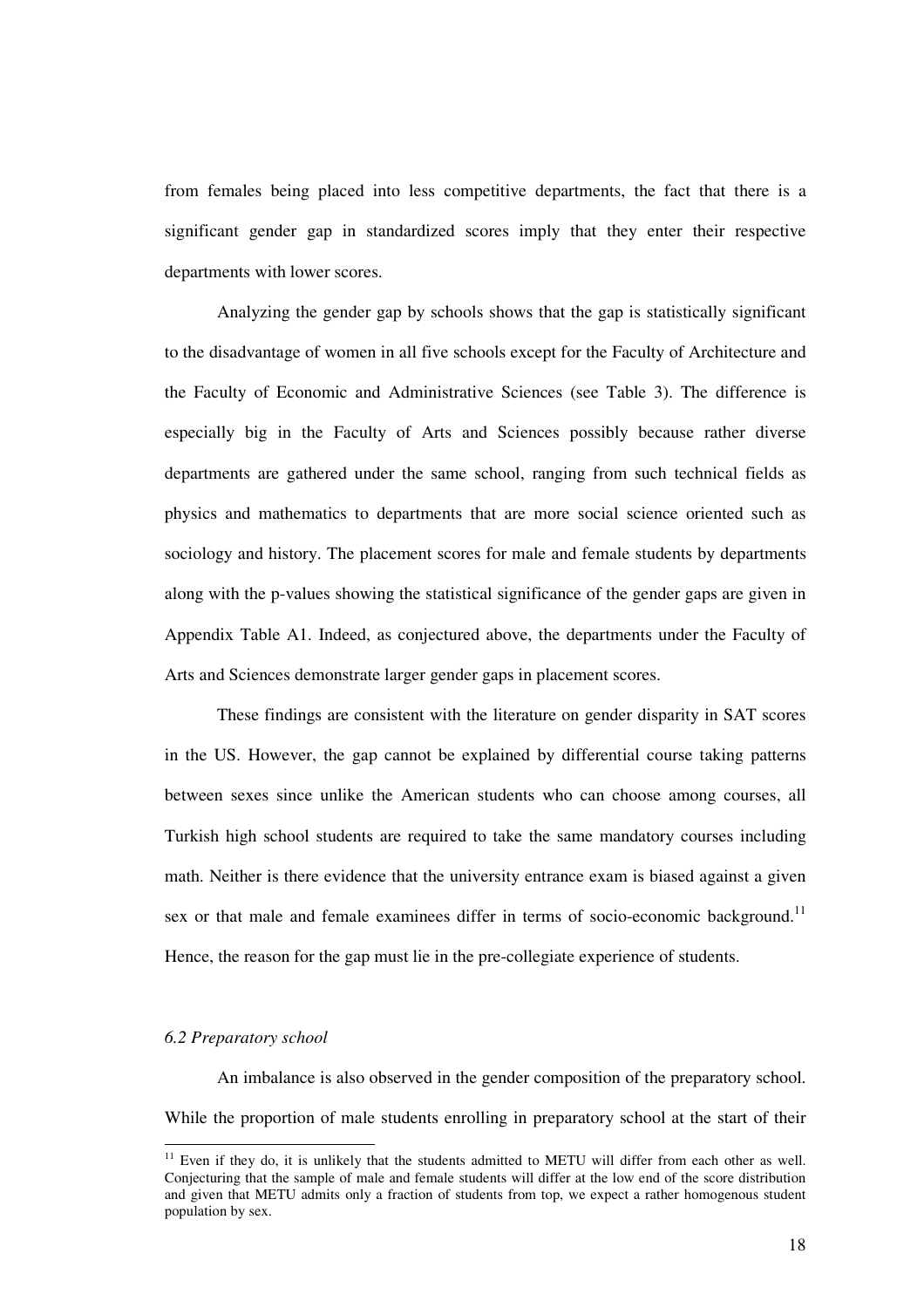from females being placed into less competitive departments, the fact that there is a significant gender gap in standardized scores imply that they enter their respective departments with lower scores.

Analyzing the gender gap by schools shows that the gap is statistically significant to the disadvantage of women in all five schools except for the Faculty of Architecture and the Faculty of Economic and Administrative Sciences (see Table 3). The difference is especially big in the Faculty of Arts and Sciences possibly because rather diverse departments are gathered under the same school, ranging from such technical fields as physics and mathematics to departments that are more social science oriented such as sociology and history. The placement scores for male and female students by departments along with the p-values showing the statistical significance of the gender gaps are given in Appendix Table A1. Indeed, as conjectured above, the departments under the Faculty of Arts and Sciences demonstrate larger gender gaps in placement scores.

These findings are consistent with the literature on gender disparity in SAT scores in the US. However, the gap cannot be explained by differential course taking patterns between sexes since unlike the American students who can choose among courses, all Turkish high school students are required to take the same mandatory courses including math. Neither is there evidence that the university entrance exam is biased against a given sex or that male and female examinees differ in terms of socio-economic background.[11] Hence, the reason for the gap must lie in the pre-collegiate experience of students.

*6.2 Preparatory school*

An imbalance is also observed in the gender composition of the preparatory school. While the proportion of male students enrolling in preparatory school at the start of their

[11] Even if they do, it is unlikely that the students admitted to METU will differ from each other as well. Conjecturing that the sample of male and female students will differ at the low end of the score distribution and given that METU admits only a fraction of students from top, we expect a rather homogenous student population by sex.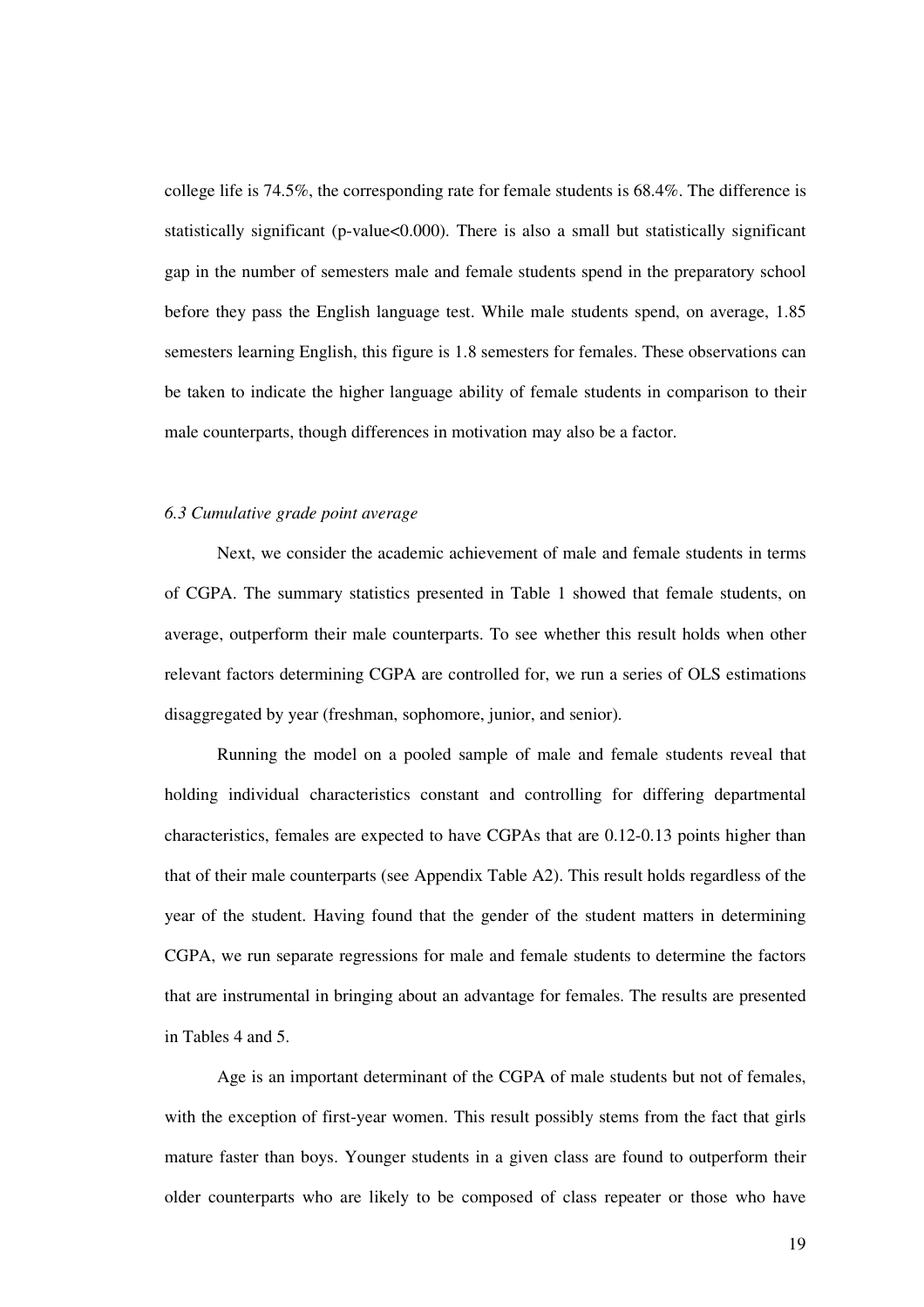college life is 74.5%, the corresponding rate for female students is 68.4%. The difference is statistically significant (p-value<0.000). There is also a small but statistically significant gap in the number of semesters male and female students spend in the preparatory school before they pass the English language test. While male students spend, on average, 1.85 semesters learning English, this figure is 1.8 semesters for females. These observations can be taken to indicate the higher language ability of female students in comparison to their male counterparts, though differences in motivation may also be a factor.

### *6.3 Cumulative grade point average*

Next, we consider the academic achievement of male and female students in terms of CGPA. The summary statistics presented in Table 1 showed that female students, on average, outperform their male counterparts. To see whether this result holds when other relevant factors determining CGPA are controlled for, we run a series of OLS estimations disaggregated by year (freshman, sophomore, junior, and senior).

Running the model on a pooled sample of male and female students reveal that holding individual characteristics constant and controlling for differing departmental characteristics, females are expected to have CGPAs that are 0.12-0.13 points higher than that of their male counterparts (see Appendix Table A2). This result holds regardless of the year of the student. Having found that the gender of the student matters in determining CGPA, we run separate regressions for male and female students to determine the factors that are instrumental in bringing about an advantage for females. The results are presented in Tables 4 and 5.

Age is an important determinant of the CGPA of male students but not of females, with the exception of first-year women. This result possibly stems from the fact that girls mature faster than boys. Younger students in a given class are found to outperform their older counterparts who are likely to be composed of class repeater or those who have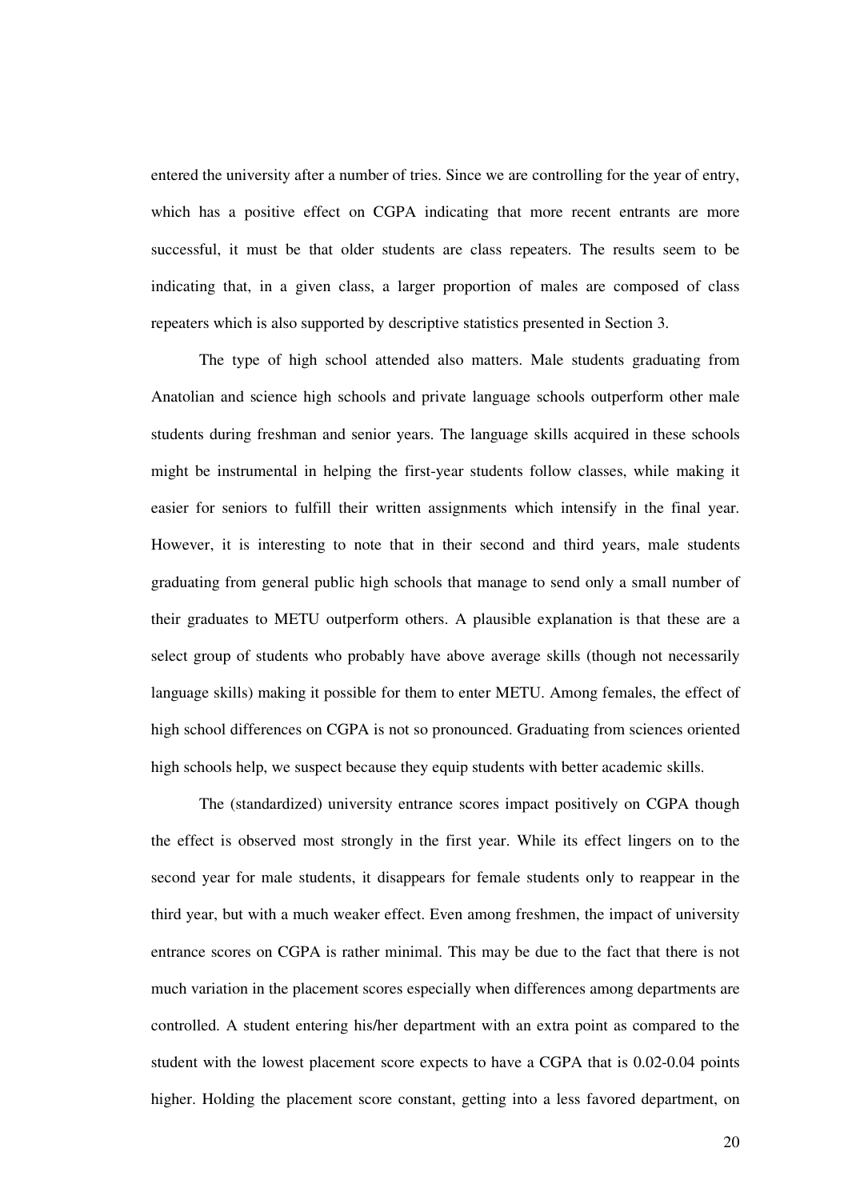entered the university after a number of tries. Since we are controlling for the year of entry, which has a positive effect on CGPA indicating that more recent entrants are more successful, it must be that older students are class repeaters. The results seem to be indicating that, in a given class, a larger proportion of males are composed of class repeaters which is also supported by descriptive statistics presented in Section 3.

The type of high school attended also matters. Male students graduating from Anatolian and science high schools and private language schools outperform other male students during freshman and senior years. The language skills acquired in these schools might be instrumental in helping the first-year students follow classes, while making it easier for seniors to fulfill their written assignments which intensify in the final year. However, it is interesting to note that in their second and third years, male students graduating from general public high schools that manage to send only a small number of their graduates to METU outperform others. A plausible explanation is that these are a select group of students who probably have above average skills (though not necessarily language skills) making it possible for them to enter METU. Among females, the effect of high school differences on CGPA is not so pronounced. Graduating from sciences oriented high schools help, we suspect because they equip students with better academic skills.

The (standardized) university entrance scores impact positively on CGPA though the effect is observed most strongly in the first year. While its effect lingers on to the second year for male students, it disappears for female students only to reappear in the third year, but with a much weaker effect. Even among freshmen, the impact of university entrance scores on CGPA is rather minimal. This may be due to the fact that there is not much variation in the placement scores especially when differences among departments are controlled. A student entering his/her department with an extra point as compared to the student with the lowest placement score expects to have a CGPA that is 0.02-0.04 points higher. Holding the placement score constant, getting into a less favored department, on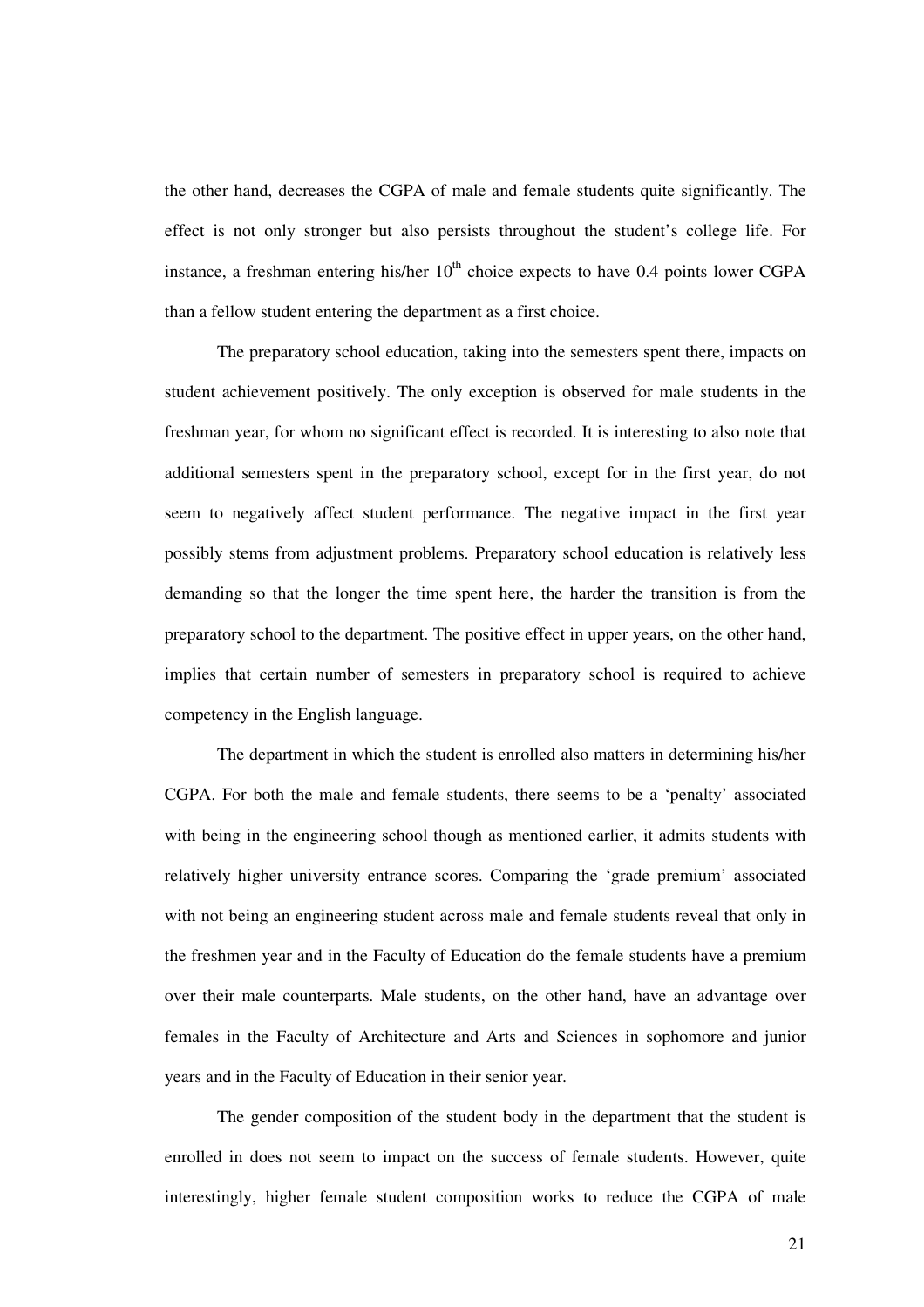the other hand, decreases the CGPA of male and female students quite significantly. The effect is not only stronger but also persists throughout the student's college life. For instance, a freshman entering his/her $10^{th}$ choice expects to have 0.4 points lower CGPA than a fellow student entering the department as a first choice.

The preparatory school education, taking into the semesters spent there, impacts on student achievement positively. The only exception is observed for male students in the freshman year, for whom no significant effect is recorded. It is interesting to also note that additional semesters spent in the preparatory school, except for in the first year, do not seem to negatively affect student performance. The negative impact in the first year possibly stems from adjustment problems. Preparatory school education is relatively less demanding so that the longer the time spent here, the harder the transition is from the preparatory school to the department. The positive effect in upper years, on the other hand, implies that certain number of semesters in preparatory school is required to achieve competency in the English language.

The department in which the student is enrolled also matters in determining his/her CGPA. For both the male and female students, there seems to be a 'penalty' associated with being in the engineering school though as mentioned earlier, it admits students with relatively higher university entrance scores. Comparing the 'grade premium' associated with not being an engineering student across male and female students reveal that only in the freshmen year and in the Faculty of Education do the female students have a premium over their male counterparts. Male students, on the other hand, have an advantage over females in the Faculty of Architecture and Arts and Sciences in sophomore and junior years and in the Faculty of Education in their senior year.

The gender composition of the student body in the department that the student is enrolled in does not seem to impact on the success of female students. However, quite interestingly, higher female student composition works to reduce the CGPA of male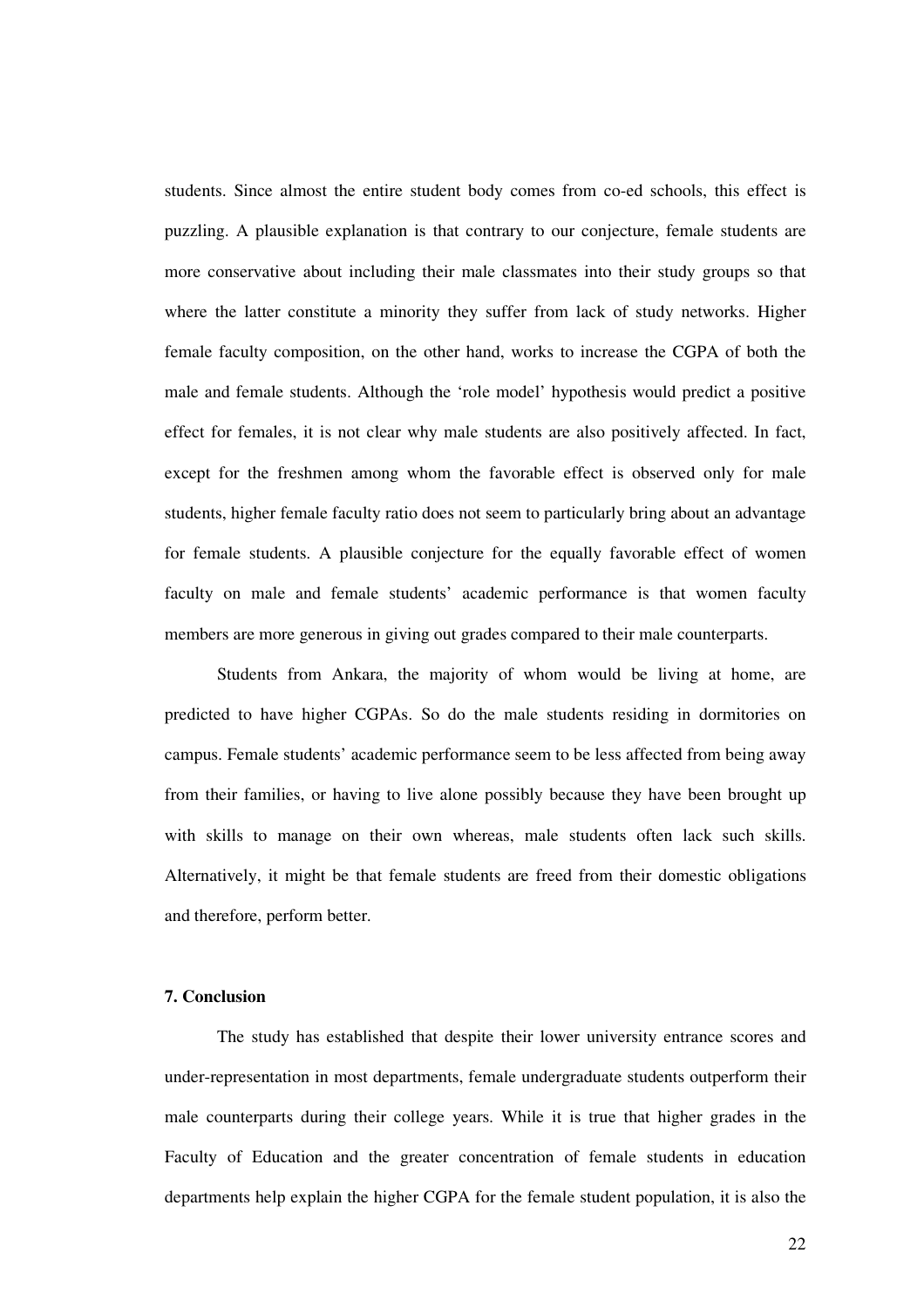students. Since almost the entire student body comes from co-ed schools, this effect is puzzling. A plausible explanation is that contrary to our conjecture, female students are more conservative about including their male classmates into their study groups so that where the latter constitute a minority they suffer from lack of study networks. Higher female faculty composition, on the other hand, works to increase the CGPA of both the male and female students. Although the 'role model' hypothesis would predict a positive effect for females, it is not clear why male students are also positively affected. In fact, except for the freshmen among whom the favorable effect is observed only for male students, higher female faculty ratio does not seem to particularly bring about an advantage for female students. A plausible conjecture for the equally favorable effect of women faculty on male and female students' academic performance is that women faculty members are more generous in giving out grades compared to their male counterparts.

Students from Ankara, the majority of whom would be living at home, are predicted to have higher CGPAs. So do the male students residing in dormitories on campus. Female students' academic performance seem to be less affected from being away from their families, or having to live alone possibly because they have been brought up with skills to manage on their own whereas, male students often lack such skills. Alternatively, it might be that female students are freed from their domestic obligations and therefore, perform better.

## 7. Conclusion

The study has established that despite their lower university entrance scores and under-representation in most departments, female undergraduate students outperform their male counterparts during their college years. While it is true that higher grades in the Faculty of Education and the greater concentration of female students in education departments help explain the higher CGPA for the female student population, it is also the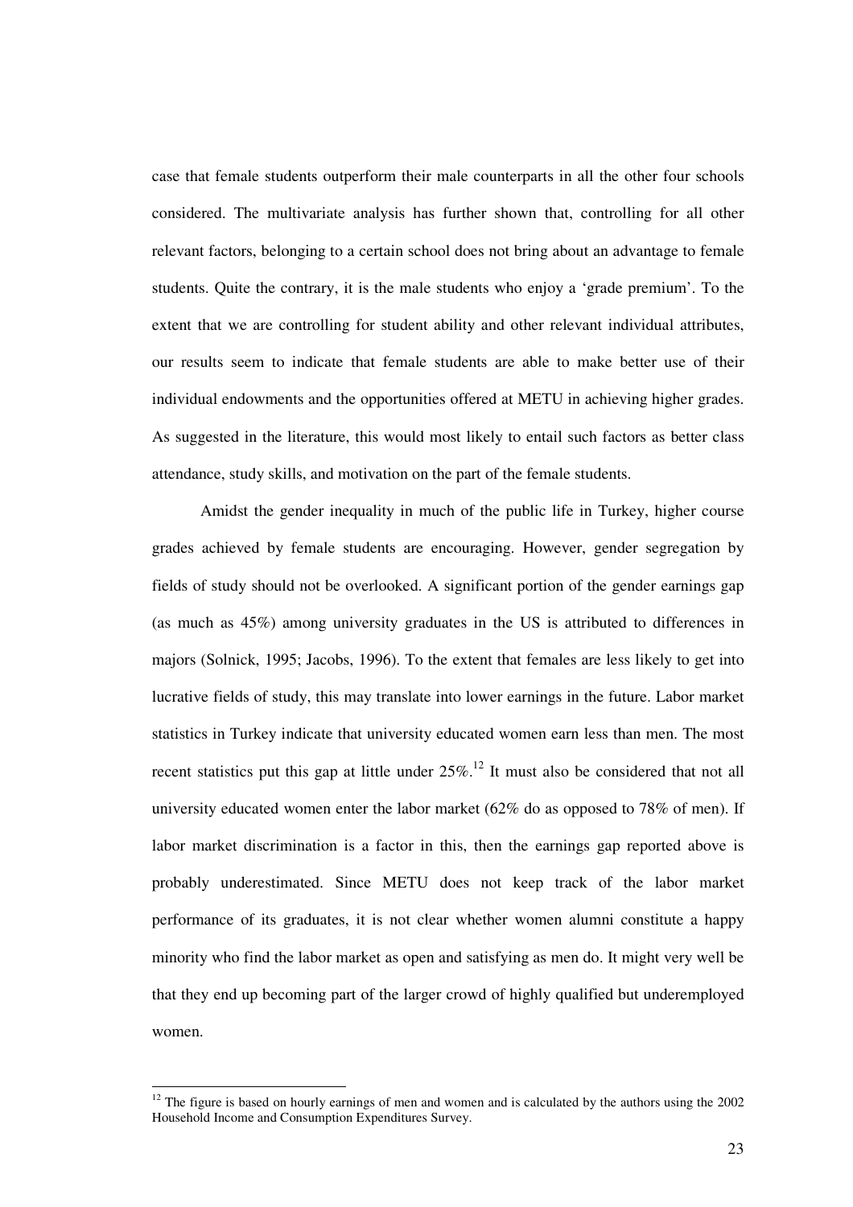case that female students outperform their male counterparts in all the other four schools considered. The multivariate analysis has further shown that, controlling for all other relevant factors, belonging to a certain school does not bring about an advantage to female students. Quite the contrary, it is the male students who enjoy a 'grade premium'. To the extent that we are controlling for student ability and other relevant individual attributes, our results seem to indicate that female students are able to make better use of their individual endowments and the opportunities offered at METU in achieving higher grades. As suggested in the literature, this would most likely to entail such factors as better class attendance, study skills, and motivation on the part of the female students.

Amidst the gender inequality in much of the public life in Turkey, higher course grades achieved by female students are encouraging. However, gender segregation by fields of study should not be overlooked. A significant portion of the gender earnings gap (as much as 45%) among university graduates in the US is attributed to differences in majors (Solnick, 1995; Jacobs, 1996). To the extent that females are less likely to get into lucrative fields of study, this may translate into lower earnings in the future. Labor market statistics in Turkey indicate that university educated women earn less than men. The most recent statistics put this gap at little under 25%.[12] It must also be considered that not all university educated women enter the labor market (62% do as opposed to 78% of men). If labor market discrimination is a factor in this, then the earnings gap reported above is probably underestimated. Since METU does not keep track of the labor market performance of its graduates, it is not clear whether women alumni constitute a happy minority who find the labor market as open and satisfying as men do. It might very well be that they end up becoming part of the larger crowd of highly qualified but underemployed women.

---

[12] The figure is based on hourly earnings of men and women and is calculated by the authors using the 2002 Household Income and Consumption Expenditures Survey.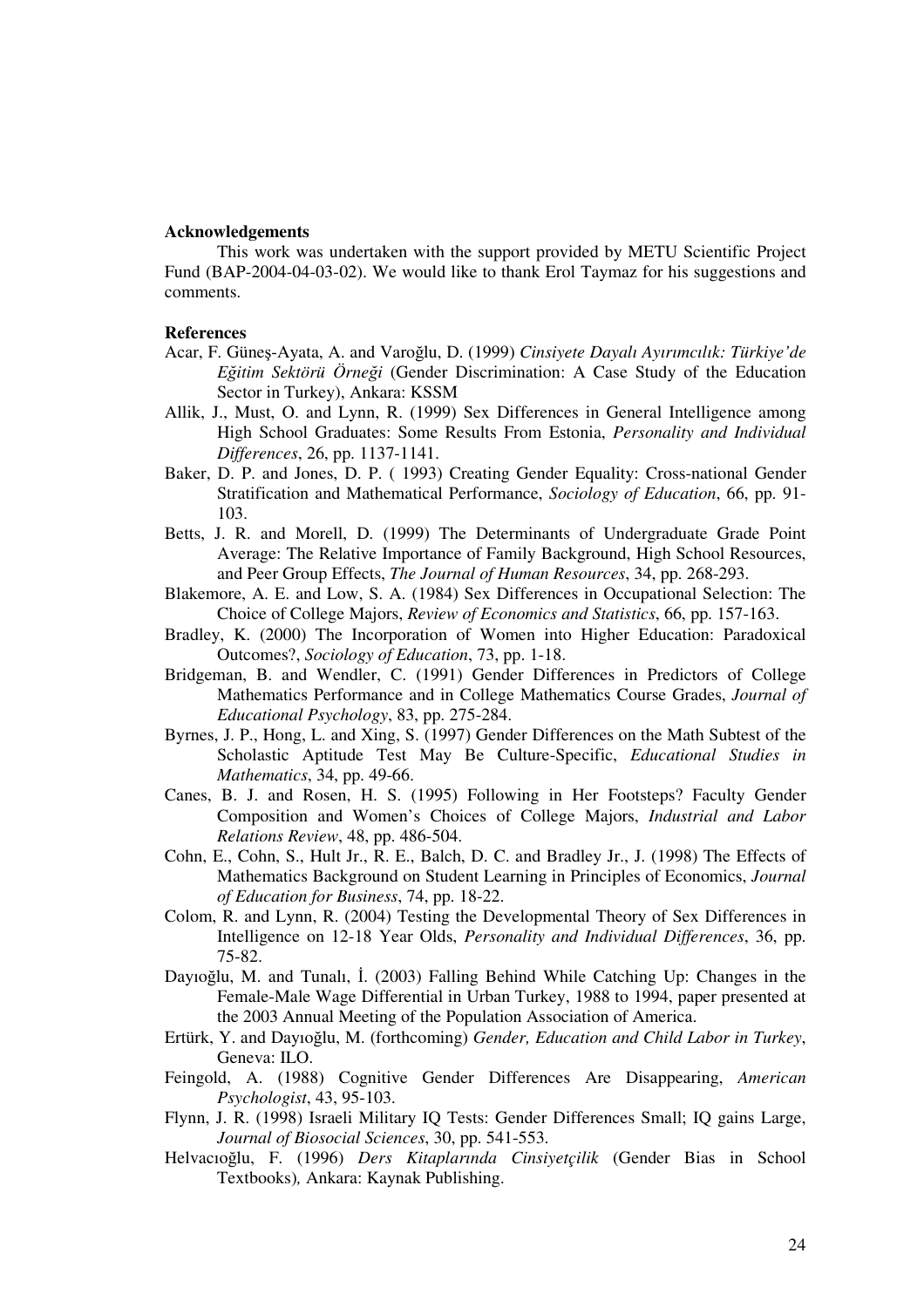**Acknowledgements**

This work was undertaken with the support provided by METU Scientific Project Fund (BAP-2004-04-03-02). We would like to thank Erol Taymaz for his suggestions and comments.

**References**

Acar, F. Güneş-Ayata, A. and Varoğlu, D. (1999) *Cinsiyete Dayalı Ayırımcılık: Türkiye'de Eğitim Sektörü Örneği* (Gender Discrimination: A Case Study of the Education Sector in Turkey), Ankara: KSSM

Allik, J., Must, O. and Lynn, R. (1999) Sex Differences in General Intelligence among High School Graduates: Some Results From Estonia, *Personality and Individual Differences*, 26, pp. 1137-1141.

Baker, D. P. and Jones, D. P. ( 1993) Creating Gender Equality: Cross-national Gender Stratification and Mathematical Performance, *Sociology of Education*, 66, pp. 91-103.

Betts, J. R. and Morell, D. (1999) The Determinants of Undergraduate Grade Point Average: The Relative Importance of Family Background, High School Resources, and Peer Group Effects, *The Journal of Human Resources*, 34, pp. 268-293.

Blakemore, A. E. and Low, S. A. (1984) Sex Differences in Occupational Selection: The Choice of College Majors, *Review of Economics and Statistics*, 66, pp. 157-163.

Bradley, K. (2000) The Incorporation of Women into Higher Education: Paradoxical Outcomes?, *Sociology of Education*, 73, pp. 1-18.

Bridgeman, B. and Wendler, C. (1991) Gender Differences in Predictors of College Mathematics Performance and in College Mathematics Course Grades, *Journal of Educational Psychology*, 83, pp. 275-284.

Byrnes, J. P., Hong, L. and Xing, S. (1997) Gender Differences on the Math Subtest of the Scholastic Aptitude Test May Be Culture-Specific, *Educational Studies in Mathematics*, 34, pp. 49-66.

Canes, B. J. and Rosen, H. S. (1995) Following in Her Footsteps? Faculty Gender Composition and Women's Choices of College Majors, *Industrial and Labor Relations Review*, 48, pp. 486-504.

Cohn, E., Cohn, S., Hult Jr., R. E., Balch, D. C. and Bradley Jr., J. (1998) The Effects of Mathematics Background on Student Learning in Principles of Economics, *Journal of Education for Business*, 74, pp. 18-22.

Colom, R. and Lynn, R. (2004) Testing the Developmental Theory of Sex Differences in Intelligence on 12-18 Year Olds, *Personality and Individual Differences*, 36, pp. 75-82.

Dayıoğlu, M. and Tunalı, İ. (2003) Falling Behind While Catching Up: Changes in the Female-Male Wage Differential in Urban Turkey, 1988 to 1994, paper presented at the 2003 Annual Meeting of the Population Association of America.

Ertürk, Y. and Dayıoğlu, M. (forthcoming) *Gender, Education and Child Labor in Turkey*, Geneva: ILO.

Feingold, A. (1988) Cognitive Gender Differences Are Disappearing, *American Psychologist*, 43, 95-103.

Flynn, J. R. (1998) Israeli Military IQ Tests: Gender Differences Small; IQ gains Large, *Journal of Biosocial Sciences*, 30, pp. 541-553.

Helvacıoğlu, F. (1996) *Ders Kitaplarında Cinsiyetçilik* (Gender Bias in School Textbooks)*,* Ankara: Kaynak Publishing.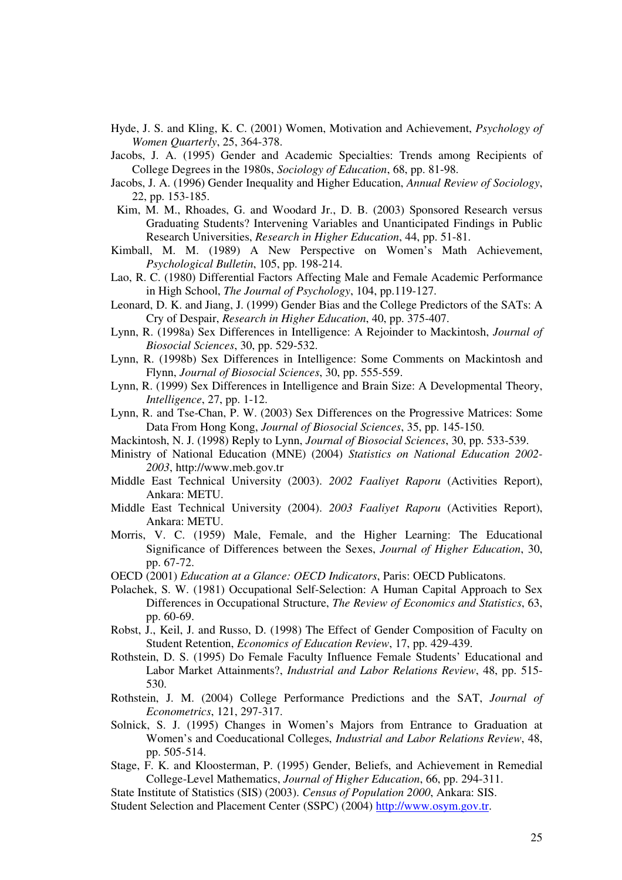Hyde, J. S. and Kling, K. C. (2001) Women, Motivation and Achievement, *Psychology of Women Quarterly*, 25, 364-378.

Jacobs, J. A. (1995) Gender and Academic Specialties: Trends among Recipients of College Degrees in the 1980s, *Sociology of Education*, 68, pp. 81-98.

Jacobs, J. A. (1996) Gender Inequality and Higher Education, *Annual Review of Sociology*, 22, pp. 153-185.

Kim, M. M., Rhoades, G. and Woodard Jr., D. B. (2003) Sponsored Research versus Graduating Students? Intervening Variables and Unanticipated Findings in Public Research Universities, *Research in Higher Education*, 44, pp. 51-81.

Kimball, M. M. (1989) A New Perspective on Women's Math Achievement, *Psychological Bulletin*, 105, pp. 198-214.

Lao, R. C. (1980) Differential Factors Affecting Male and Female Academic Performance in High School, *The Journal of Psychology*, 104, pp.119-127.

Leonard, D. K. and Jiang, J. (1999) Gender Bias and the College Predictors of the SATs: A Cry of Despair, *Research in Higher Education*, 40, pp. 375-407.

Lynn, R. (1998a) Sex Differences in Intelligence: A Rejoinder to Mackintosh, *Journal of Biosocial Sciences*, 30, pp. 529-532.

Lynn, R. (1998b) Sex Differences in Intelligence: Some Comments on Mackintosh and Flynn, *Journal of Biosocial Sciences*, 30, pp. 555-559.

Lynn, R. (1999) Sex Differences in Intelligence and Brain Size: A Developmental Theory, *Intelligence*, 27, pp. 1-12.

Lynn, R. and Tse-Chan, P. W. (2003) Sex Differences on the Progressive Matrices: Some Data From Hong Kong, *Journal of Biosocial Sciences*, 35, pp. 145-150.

Mackintosh, N. J. (1998) Reply to Lynn, *Journal of Biosocial Sciences*, 30, pp. 533-539.

Ministry of National Education (MNE) (2004) *Statistics on National Education 2002-2003*, http://www.meb.gov.tr

Middle East Technical University (2003). *2002 Faaliyet Raporu* (Activities Report), Ankara: METU.

Middle East Technical University (2004). *2003 Faaliyet Raporu* (Activities Report), Ankara: METU.

Morris, V. C. (1959) Male, Female, and the Higher Learning: The Educational Significance of Differences between the Sexes, *Journal of Higher Education*, 30, pp. 67-72.

OECD (2001) *Education at a Glance: OECD Indicators*, Paris: OECD Publicatons.

Polachek, S. W. (1981) Occupational Self-Selection: A Human Capital Approach to Sex Differences in Occupational Structure, *The Review of Economics and Statistics*, 63, pp. 60-69.

Robst, J., Keil, J. and Russo, D. (1998) The Effect of Gender Composition of Faculty on Student Retention, *Economics of Education Review*, 17, pp. 429-439.

Rothstein, D. S. (1995) Do Female Faculty Influence Female Students' Educational and Labor Market Attainments?, *Industrial and Labor Relations Review*, 48, pp. 515-530.

Rothstein, J. M. (2004) College Performance Predictions and the SAT, *Journal of Econometrics*, 121, 297-317.

Solnick, S. J. (1995) Changes in Women's Majors from Entrance to Graduation at Women's and Coeducational Colleges, *Industrial and Labor Relations Review*, 48, pp. 505-514.

Stage, F. K. and Kloosterman, P. (1995) Gender, Beliefs, and Achievement in Remedial College-Level Mathematics, *Journal of Higher Education*, 66, pp. 294-311.

State Institute of Statistics (SIS) (2003). *Census of Population 2000*, Ankara: SIS.

Student Selection and Placement Center (SSPC) (2004) http://www.osym.gov.tr.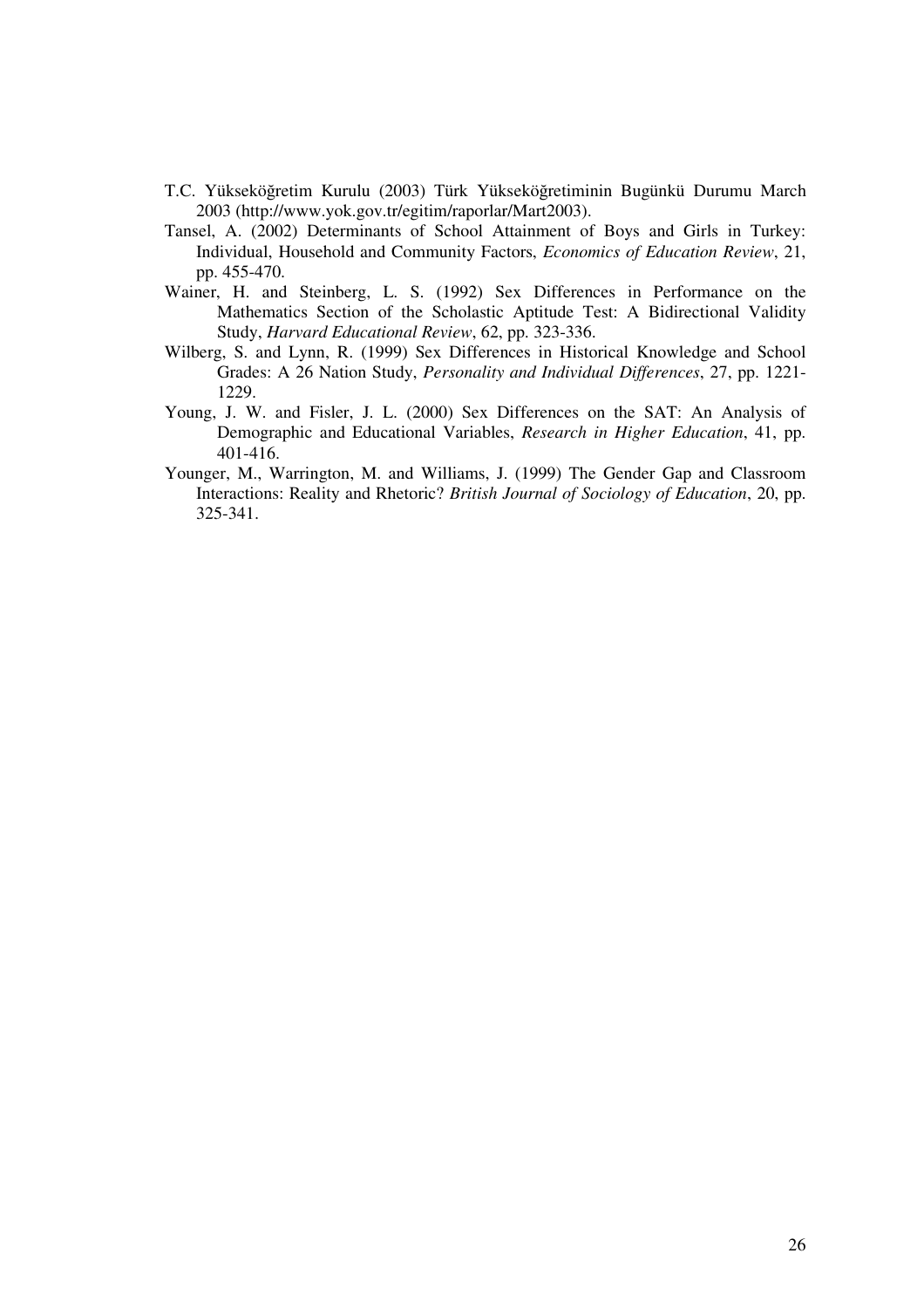T.C. Yükseköğretim Kurulu (2003) Türk Yükseköğretiminin Bugünkü Durumu March 2003 (http://www.yok.gov.tr/egitim/raporlar/Mart2003).

Tansel, A. (2002) Determinants of School Attainment of Boys and Girls in Turkey: Individual, Household and Community Factors, *Economics of Education Review*, 21, pp. 455-470.

Wainer, H. and Steinberg, L. S. (1992) Sex Differences in Performance on the Mathematics Section of the Scholastic Aptitude Test: A Bidirectional Validity Study, *Harvard Educational Review*, 62, pp. 323-336.

Wilberg, S. and Lynn, R. (1999) Sex Differences in Historical Knowledge and School Grades: A 26 Nation Study, *Personality and Individual Differences*, 27, pp. 1221-1229.

Young, J. W. and Fisler, J. L. (2000) Sex Differences on the SAT: An Analysis of Demographic and Educational Variables, *Research in Higher Education*, 41, pp. 401-416.

Younger, M., Warrington, M. and Williams, J. (1999) The Gender Gap and Classroom Interactions: Reality and Rhetoric? *British Journal of Sociology of Education*, 20, pp. 325-341.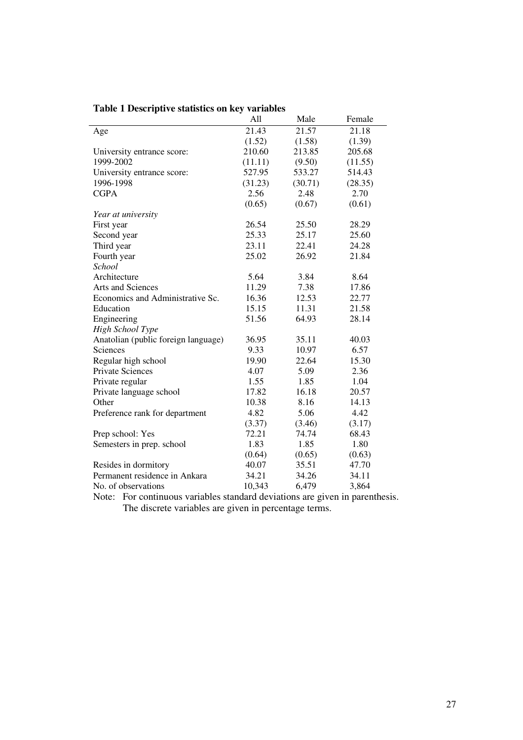**Table 1 Descriptive statistics on key variables**

| | All | Male | Female |
|---|---|---|---|
| Age | 21.43 | 21.57 | 21.18 |
| | (1.52) | (1.58) | (1.39) |
| University entrance score: 1999-2002 | 210.60 | 213.85 | 205.68 |
| | (11.11) | (9.50) | (11.55) |
| University entrance score: 1996-1998 | 527.95 | 533.27 | 514.43 |
| | (31.23) | (30.71) | (28.35) |
| CGPA | 2.56 | 2.48 | 2.70 |
| | (0.65) | (0.67) | (0.61) |
| *Year at university* | | | |
| First year | 26.54 | 25.50 | 28.29 |
| Second year | 25.33 | 25.17 | 25.60 |
| Third year | 23.11 | 22.41 | 24.28 |
| Fourth year | 25.02 | 26.92 | 21.84 |
| *School* | | | |
| Architecture | 5.64 | 3.84 | 8.64 |
| Arts and Sciences | 11.29 | 7.38 | 17.86 |
| Economics and Administrative Sc. | 16.36 | 12.53 | 22.77 |
| Education | 15.15 | 11.31 | 21.58 |
| Engineering | 51.56 | 64.93 | 28.14 |
| *High School Type* | | | |
| Anatolian (public foreign language) | 36.95 | 35.11 | 40.03 |
| Sciences | 9.33 | 10.97 | 6.57 |
| Regular high school | 19.90 | 22.64 | 15.30 |
| Private Sciences | 4.07 | 5.09 | 2.36 |
| Private regular | 1.55 | 1.85 | 1.04 |
| Private language school | 17.82 | 16.18 | 20.57 |
| Other | 10.38 | 8.16 | 14.13 |
| Preference rank for department | 4.82 | 5.06 | 4.42 |
| | (3.37) | (3.46) | (3.17) |
| Prep school: Yes | 72.21 | 74.74 | 68.43 |
| Semesters in prep. school | 1.83 | 1.85 | 1.80 |
| | (0.64) | (0.65) | (0.63) |
| Resides in dormitory | 40.07 | 35.51 | 47.70 |
| Permanent residence in Ankara | 34.21 | 34.26 | 34.11 |
| No. of observations | 10,343 | 6,479 | 3,864 |

Note: For continuous variables standard deviations are given in parenthesis. The discrete variables are given in percentage terms.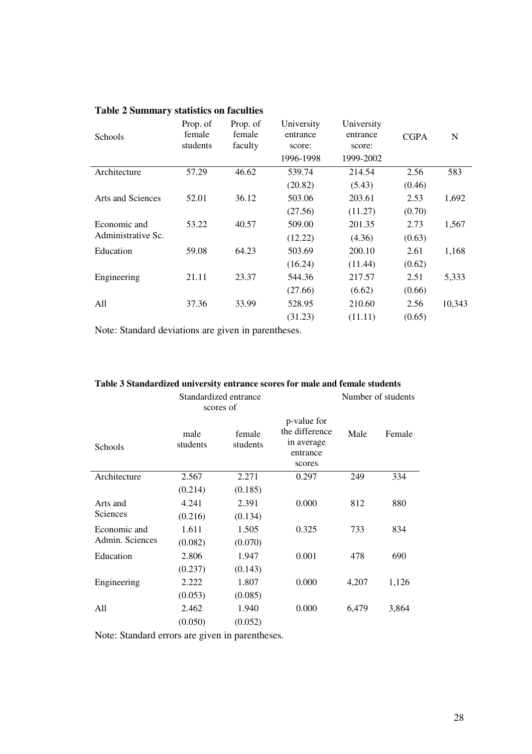**Table 2 Summary statistics on faculties**

| Schools | Prop. of female students | Prop. of female faculty | University entrance score: 1996-1998 | University entrance score: 1999-2002 | CGPA | N |
|---|---|---|---|---|---|---|
| Architecture | 57.29 | 46.62 | 539.74 | 214.54 | 2.56 | 583 |
| | | | (20.82) | (5.43) | (0.46) | |
| Arts and Sciences | 52.01 | 36.12 | 503.06 | 203.61 | 2.53 | 1,692 |
| | | | (27.56) | (11.27) | (0.70) | |
| Economic and Administrative Sc. | 53.22 | 40.57 | 509.00 | 201.35 | 2.73 | 1,567 |
| | | | (12.22) | (4.36) | (0.63) | |
| Education | 59.08 | 64.23 | 503.69 | 200.10 | 2.61 | 1,168 |
| | | | (16.24) | (11.44) | (0.62) | |
| Engineering | 21.11 | 23.37 | 544.36 | 217.57 | 2.51 | 5,333 |
| | | | (27.66) | (6.62) | (0.66) | |
| All | 37.36 | 33.99 | 528.95 | 210.60 | 2.56 | 10,343 |
| | | | (31.23) | (11.11) | (0.65) | |

Note: Standard deviations are given in parentheses.

**Table 3 Standardized university entrance scores for male and female students**

| | Standardized entrance scores of | | | Number of students | |
|---|---|---|---|---|---|
| Schools | male students | female students | p-value for the difference in average entrance scores | Male | Female |
| Architecture | 2.567 | 2.271 | 0.297 | 249 | 334 |
| | (0.214) | (0.185) | | | |
| Arts and Sciences | 4.241 | 2.391 | 0.000 | 812 | 880 |
| | (0.216) | (0.134) | | | |
| Economic and Admin. Sciences | 1.611 | 1.505 | 0.325 | 733 | 834 |
| | (0.082) | (0.070) | | | |
| Education | 2.806 | 1.947 | 0.001 | 478 | 690 |
| | (0.237) | (0.143) | | | |
| Engineering | 2.222 | 1.807 | 0.000 | 4,207 | 1,126 |
| | (0.053) | (0.085) | | | |
| All | 2.462 | 1.940 | 0.000 | 6,479 | 3,864 |
| | (0.050) | (0.052) | | | |

Note: Standard errors are given in parentheses.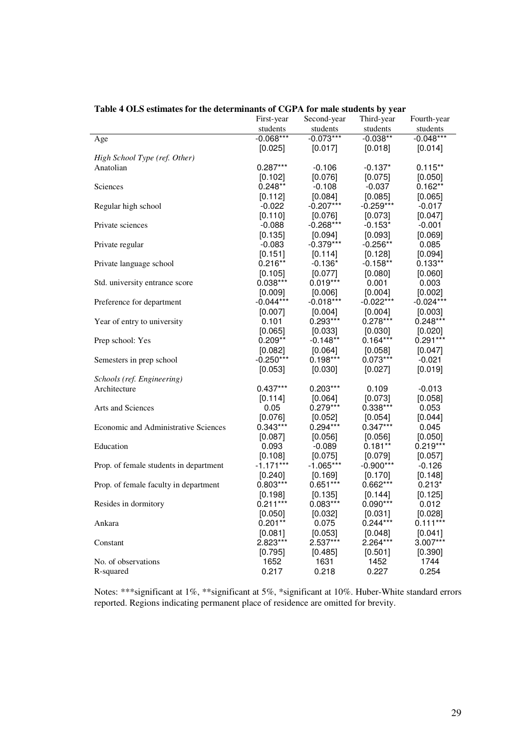**Table 4 OLS estimates for the determinants of CGPA for male students by year**

| | First-year students | Second-year students | Third-year students | Fourth-year students |
|---|---|---|---|---|
| Age | -0.068*** | -0.073*** | -0.038** | -0.048*** |
| | [0.025] | [0.017] | [0.018] | [0.014] |
| *High School Type (ref. Other)* | | | | |
| Anatolian | 0.287*** | -0.106 | -0.137* | 0.115** |
| | [0.102] | [0.076] | [0.075] | [0.050] |
| Sciences | 0.248** | -0.108 | -0.037 | 0.162** |
| | [0.112] | [0.084] | [0.085] | [0.065] |
| Regular high school | -0.022 | -0.207*** | -0.259*** | -0.017 |
| | [0.110] | [0.076] | [0.073] | [0.047] |
| Private sciences | -0.088 | -0.268*** | -0.153* | -0.001 |
| | [0.135] | [0.094] | [0.093] | [0.069] |
| Private regular | -0.083 | -0.379*** | -0.256** | 0.085 |
| | [0.151] | [0.114] | [0.128] | [0.094] |
| Private language school | 0.216** | -0.136* | -0.158** | 0.133** |
| | [0.105] | [0.077] | [0.080] | [0.060] |
| Std. university entrance score | 0.038*** | 0.019*** | 0.001 | 0.003 |
| | [0.009] | [0.006] | [0.004] | [0.002] |
| Preference for department | -0.044*** | -0.018*** | -0.022*** | -0.024*** |
| | [0.007] | [0.004] | [0.004] | [0.003] |
| Year of entry to university | 0.101 | 0.293*** | 0.278*** | 0.248*** |
| | [0.065] | [0.033] | [0.030] | [0.020] |
| Prep school: Yes | 0.209** | -0.148** | 0.164*** | 0.291*** |
| | [0.082] | [0.064] | [0.058] | [0.047] |
| Semesters in prep school | -0.250*** | 0.198*** | 0.073*** | -0.021 |
| | [0.053] | [0.030] | [0.027] | [0.019] |
| *Schools (ref. Engineering)* | | | | |
| Architecture | 0.437*** | 0.203*** | 0.109 | -0.013 |
| | [0.114] | [0.064] | [0.073] | [0.058] |
| Arts and Sciences | 0.05 | 0.279*** | 0.338*** | 0.053 |
| | [0.076] | [0.052] | [0.054] | [0.044] |
| Economic and Administrative Sciences | 0.343*** | 0.294*** | 0.347*** | 0.045 |
| | [0.087] | [0.056] | [0.056] | [0.050] |
| Education | 0.093 | -0.089 | 0.181** | 0.219*** |
| | [0.108] | [0.075] | [0.079] | [0.057] |
| Prop. of female students in department | -1.171*** | -1.065*** | -0.900*** | -0.126 |
| | [0.240] | [0.169] | [0.170] | [0.148] |
| Prop. of female faculty in department | 0.803*** | 0.651*** | 0.662*** | 0.213* |
| | [0.198] | [0.135] | [0.144] | [0.125] |
| Resides in dormitory | 0.211*** | 0.083*** | 0.090*** | 0.012 |
| | [0.050] | [0.032] | [0.031] | [0.028] |
| Ankara | 0.201** | 0.075 | 0.244*** | 0.111*** |
| | [0.081] | [0.053] | [0.048] | [0.041] |
| Constant | 2.823*** | 2.537*** | 2.264*** | 3.007*** |
| | [0.795] | [0.485] | [0.501] | [0.390] |
| No. of observations | 1652 | 1631 | 1452 | 1744 |
| R-squared | 0.217 | 0.218 | 0.227 | 0.254 |

Notes: ***significant at 1%, **significant at 5%, *significant at 10%. Huber-White standard errors reported. Regions indicating permanent place of residence are omitted for brevity.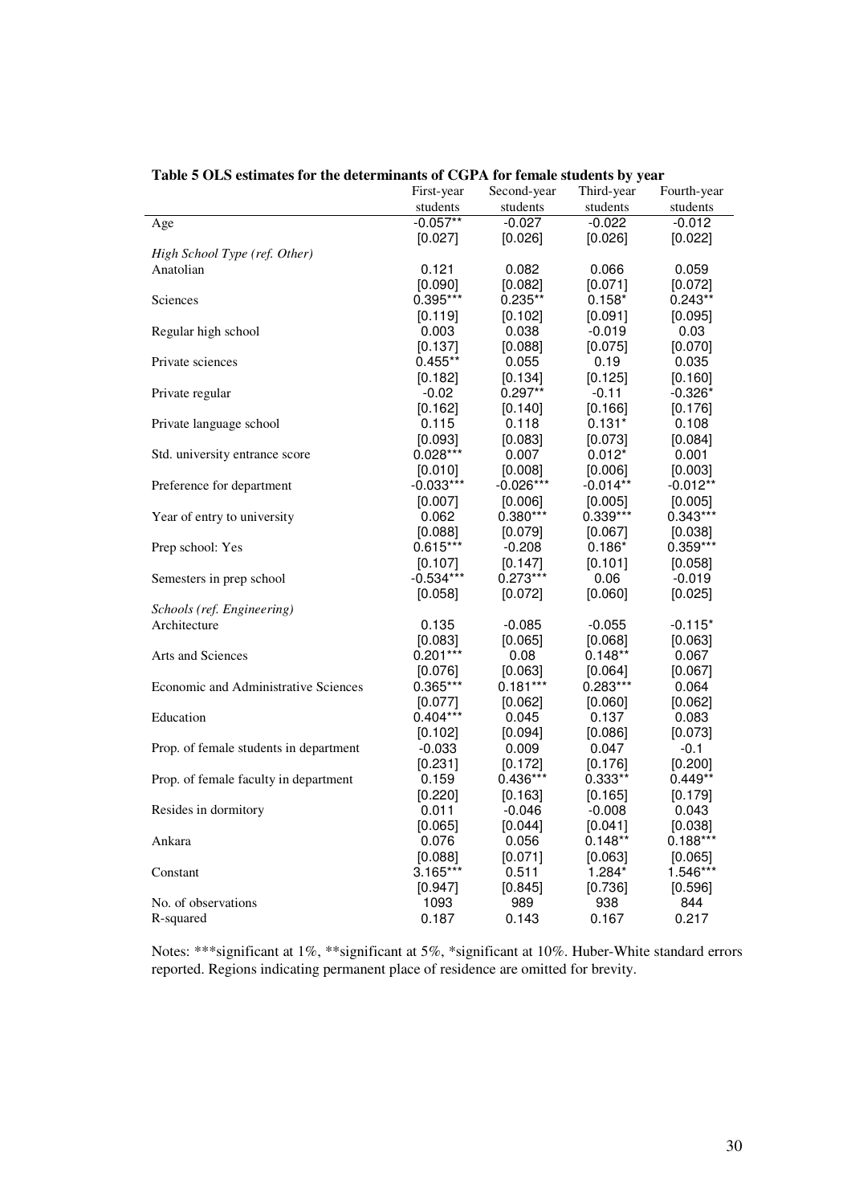**Table 5 OLS estimates for the determinants of CGPA for female students by year**

| | First-year students | Second-year students | Third-year students | Fourth-year students |
|---|---|---|---|---|
| Age | -0.057** | -0.027 | -0.022 | -0.012 |
| | [0.027] | [0.026] | [0.026] | [0.022] |
| *High School Type (ref. Other)* | | | | |
| Anatolian | 0.121 | 0.082 | 0.066 | 0.059 |
| | [0.090] | [0.082] | [0.071] | [0.072] |
| Sciences | 0.395*** | 0.235** | 0.158* | 0.243** |
| | [0.119] | [0.102] | [0.091] | [0.095] |
| Regular high school | 0.003 | 0.038 | -0.019 | 0.03 |
| | [0.137] | [0.088] | [0.075] | [0.070] |
| Private sciences | 0.455** | 0.055 | 0.19 | 0.035 |
| | [0.182] | [0.134] | [0.125] | [0.160] |
| Private regular | -0.02 | 0.297** | -0.11 | -0.326* |
| | [0.162] | [0.140] | [0.166] | [0.176] |
| Private language school | 0.115 | 0.118 | 0.131* | 0.108 |
| | [0.093] | [0.083] | [0.073] | [0.084] |
| Std. university entrance score | 0.028*** | 0.007 | 0.012* | 0.001 |
| | [0.010] | [0.008] | [0.006] | [0.003] |
| Preference for department | -0.033*** | -0.026*** | -0.014** | -0.012** |
| | [0.007] | [0.006] | [0.005] | [0.005] |
| Year of entry to university | 0.062 | 0.380*** | 0.339*** | 0.343*** |
| | [0.088] | [0.079] | [0.067] | [0.038] |
| Prep school: Yes | 0.615*** | -0.208 | 0.186* | 0.359*** |
| | [0.107] | [0.147] | [0.101] | [0.058] |
| Semesters in prep school | -0.534*** | 0.273*** | 0.06 | -0.019 |
| | [0.058] | [0.072] | [0.060] | [0.025] |
| *Schools (ref. Engineering)* | | | | |
| Architecture | 0.135 | -0.085 | -0.055 | -0.115* |
| | [0.083] | [0.065] | [0.068] | [0.063] |
| Arts and Sciences | 0.201*** | 0.08 | 0.148** | 0.067 |
| | [0.076] | [0.063] | [0.064] | [0.067] |
| Economic and Administrative Sciences | 0.365*** | 0.181*** | 0.283*** | 0.064 |
| | [0.077] | [0.062] | [0.060] | [0.062] |
| Education | 0.404*** | 0.045 | 0.137 | 0.083 |
| | [0.102] | [0.094] | [0.086] | [0.073] |
| Prop. of female students in department | -0.033 | 0.009 | 0.047 | -0.1 |
| | [0.231] | [0.172] | [0.176] | [0.200] |
| Prop. of female faculty in department | 0.159 | 0.436*** | 0.333** | 0.449** |
| | [0.220] | [0.163] | [0.165] | [0.179] |
| Resides in dormitory | 0.011 | -0.046 | -0.008 | 0.043 |
| | [0.065] | [0.044] | [0.041] | [0.038] |
| Ankara | 0.076 | 0.056 | 0.148** | 0.188*** |
| | [0.088] | [0.071] | [0.063] | [0.065] |
| Constant | 3.165*** | 0.511 | 1.284* | 1.546*** |
| | [0.947] | [0.845] | [0.736] | [0.596] |
| No. of observations | 1093 | 989 | 938 | 844 |
| R-squared | 0.187 | 0.143 | 0.167 | 0.217 |

Notes: ***significant at 1%, **significant at 5%, *significant at 10%. Huber-White standard errors reported. Regions indicating permanent place of residence are omitted for brevity.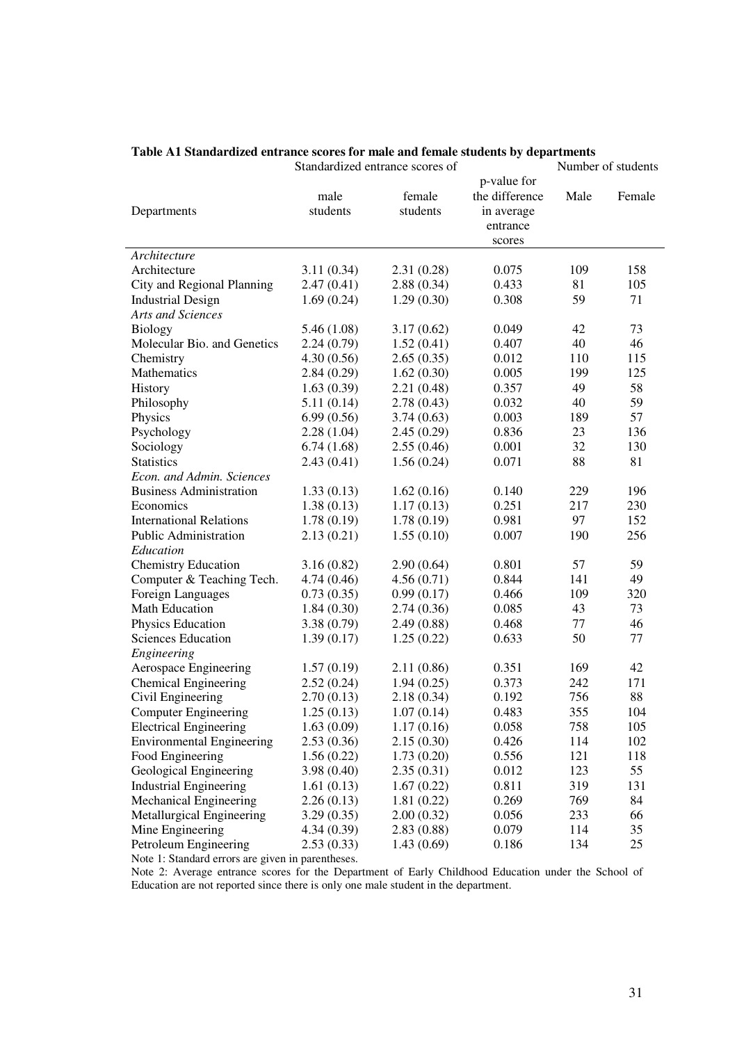**Table A1 Standardized entrance scores for male and female students by departments**

| Departments | Standardized entrance scores of | | | Number of students | |
|---|---|---|---|---|---|
| | male students | female students | p-value for the difference in average entrance scores | Male | Female |
| *Architecture* | | | | | |
| Architecture | 3.11 (0.34) | 2.31 (0.28) | 0.075 | 109 | 158 |
| City and Regional Planning | 2.47 (0.41) | 2.88 (0.34) | 0.433 | 81 | 105 |
| Industrial Design | 1.69 (0.24) | 1.29 (0.30) | 0.308 | 59 | 71 |
| *Arts and Sciences* | | | | | |
| Biology | 5.46 (1.08) | 3.17 (0.62) | 0.049 | 42 | 73 |
| Molecular Bio. and Genetics | 2.24 (0.79) | 1.52 (0.41) | 0.407 | 40 | 46 |
| Chemistry | 4.30 (0.56) | 2.65 (0.35) | 0.012 | 110 | 115 |
| Mathematics | 2.84 (0.29) | 1.62 (0.30) | 0.005 | 199 | 125 |
| History | 1.63 (0.39) | 2.21 (0.48) | 0.357 | 49 | 58 |
| Philosophy | 5.11 (0.14) | 2.78 (0.43) | 0.032 | 40 | 59 |
| Physics | 6.99 (0.56) | 3.74 (0.63) | 0.003 | 189 | 57 |
| Psychology | 2.28 (1.04) | 2.45 (0.29) | 0.836 | 23 | 136 |
| Sociology | 6.74 (1.68) | 2.55 (0.46) | 0.001 | 32 | 130 |
| Statistics | 2.43 (0.41) | 1.56 (0.24) | 0.071 | 88 | 81 |
| *Econ. and Admin. Sciences* | | | | | |
| Business Administration | 1.33 (0.13) | 1.62 (0.16) | 0.140 | 229 | 196 |
| Economics | 1.38 (0.13) | 1.17 (0.13) | 0.251 | 217 | 230 |
| International Relations | 1.78 (0.19) | 1.78 (0.19) | 0.981 | 97 | 152 |
| Public Administration | 2.13 (0.21) | 1.55 (0.10) | 0.007 | 190 | 256 |
| *Education* | | | | | |
| Chemistry Education | 3.16 (0.82) | 2.90 (0.64) | 0.801 | 57 | 59 |
| Computer & Teaching Tech. | 4.74 (0.46) | 4.56 (0.71) | 0.844 | 141 | 49 |
| Foreign Languages | 0.73 (0.35) | 0.99 (0.17) | 0.466 | 109 | 320 |
| Math Education | 1.84 (0.30) | 2.74 (0.36) | 0.085 | 43 | 73 |
| Physics Education | 3.38 (0.79) | 2.49 (0.88) | 0.468 | 77 | 46 |
| Sciences Education | 1.39 (0.17) | 1.25 (0.22) | 0.633 | 50 | 77 |
| *Engineering* | | | | | |
| Aerospace Engineering | 1.57 (0.19) | 2.11 (0.86) | 0.351 | 169 | 42 |
| Chemical Engineering | 2.52 (0.24) | 1.94 (0.25) | 0.373 | 242 | 171 |
| Civil Engineering | 2.70 (0.13) | 2.18 (0.34) | 0.192 | 756 | 88 |
| Computer Engineering | 1.25 (0.13) | 1.07 (0.14) | 0.483 | 355 | 104 |
| Electrical Engineering | 1.63 (0.09) | 1.17 (0.16) | 0.058 | 758 | 105 |
| Environmental Engineering | 2.53 (0.36) | 2.15 (0.30) | 0.426 | 114 | 102 |
| Food Engineering | 1.56 (0.22) | 1.73 (0.20) | 0.556 | 121 | 118 |
| Geological Engineering | 3.98 (0.40) | 2.35 (0.31) | 0.012 | 123 | 55 |
| Industrial Engineering | 1.61 (0.13) | 1.67 (0.22) | 0.811 | 319 | 131 |
| Mechanical Engineering | 2.26 (0.13) | 1.81 (0.22) | 0.269 | 769 | 84 |
| Metallurgical Engineering | 3.29 (0.35) | 2.00 (0.32) | 0.056 | 233 | 66 |
| Mine Engineering | 4.34 (0.39) | 2.83 (0.88) | 0.079 | 114 | 35 |
| Petroleum Engineering | 2.53 (0.33) | 1.43 (0.69) | 0.186 | 134 | 25 |

Note 1: Standard errors are given in parentheses.

Note 2: Average entrance scores for the Department of Early Childhood Education under the School of Education are not reported since there is only one male student in the department.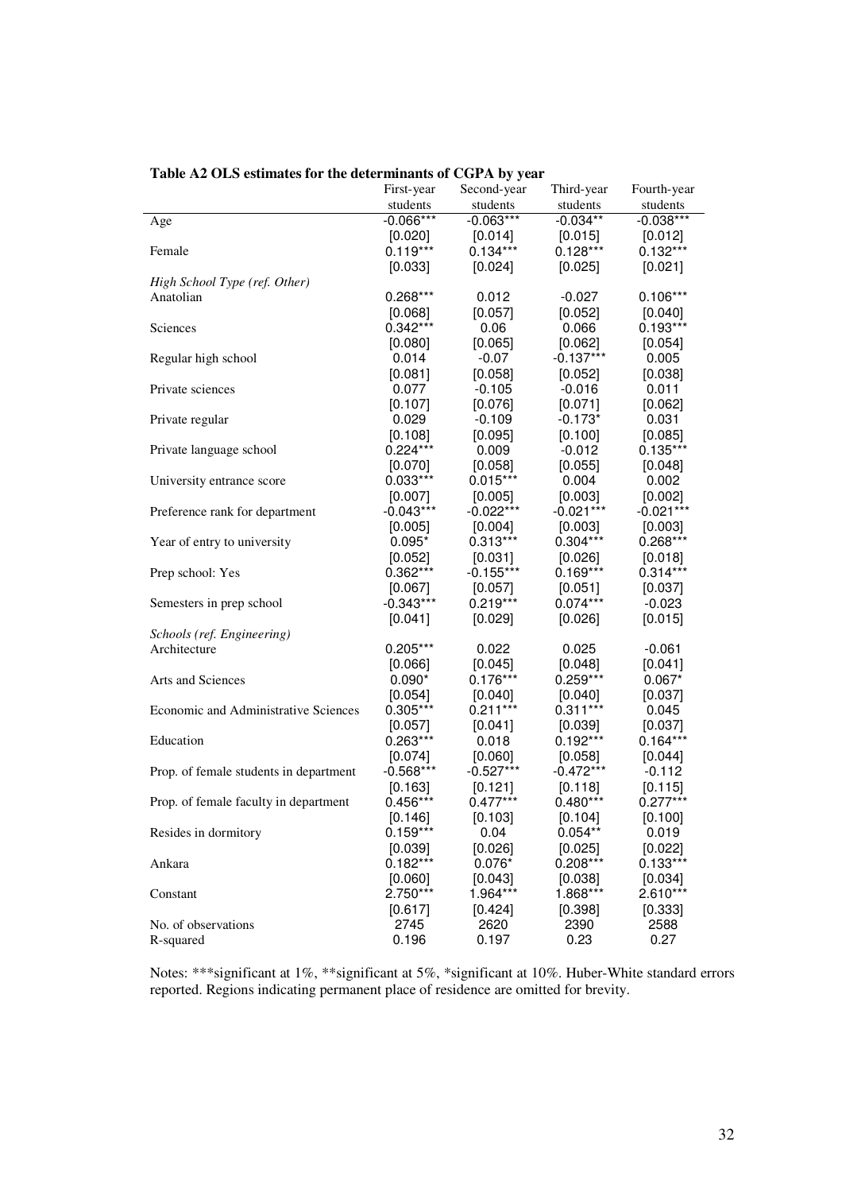**Table A2 OLS estimates for the determinants of CGPA by year**

| | First-year students | Second-year students | Third-year students | Fourth-year students |
|---|---|---|---|---|
| Age | -0.066*** | -0.063*** | -0.034** | -0.038*** |
| | [0.020] | [0.014] | [0.015] | [0.012] |
| Female | 0.119*** | 0.134*** | 0.128*** | 0.132*** |
| | [0.033] | [0.024] | [0.025] | [0.021] |
| *High School Type (ref. Other)* | | | | |
| Anatolian | 0.268*** | 0.012 | -0.027 | 0.106*** |
| | [0.068] | [0.057] | [0.052] | [0.040] |
| Sciences | 0.342*** | 0.06 | 0.066 | 0.193*** |
| | [0.080] | [0.065] | [0.062] | [0.054] |
| Regular high school | 0.014 | -0.07 | -0.137*** | 0.005 |
| | [0.081] | [0.058] | [0.052] | [0.038] |
| Private sciences | 0.077 | -0.105 | -0.016 | 0.011 |
| | [0.107] | [0.076] | [0.071] | [0.062] |
| Private regular | 0.029 | -0.109 | -0.173* | 0.031 |
| | [0.108] | [0.095] | [0.100] | [0.085] |
| Private language school | 0.224*** | 0.009 | -0.012 | 0.135*** |
| | [0.070] | [0.058] | [0.055] | [0.048] |
| University entrance score | 0.033*** | 0.015*** | 0.004 | 0.002 |
| | [0.007] | [0.005] | [0.003] | [0.002] |
| Preference rank for department | -0.043*** | -0.022*** | -0.021*** | -0.021*** |
| | [0.005] | [0.004] | [0.003] | [0.003] |
| Year of entry to university | 0.095* | 0.313*** | 0.304*** | 0.268*** |
| | [0.052] | [0.031] | [0.026] | [0.018] |
| Prep school: Yes | 0.362*** | -0.155*** | 0.169*** | 0.314*** |
| | [0.067] | [0.057] | [0.051] | [0.037] |
| Semesters in prep school | -0.343*** | 0.219*** | 0.074*** | -0.023 |
| | [0.041] | [0.029] | [0.026] | [0.015] |
| *Schools (ref. Engineering)* | | | | |
| Architecture | 0.205*** | 0.022 | 0.025 | -0.061 |
| | [0.066] | [0.045] | [0.048] | [0.041] |
| Arts and Sciences | 0.090* | 0.176*** | 0.259*** | 0.067* |
| | [0.054] | [0.040] | [0.040] | [0.037] |
| Economic and Administrative Sciences | 0.305*** | 0.211*** | 0.311*** | 0.045 |
| | [0.057] | [0.041] | [0.039] | [0.037] |
| Education | 0.263*** | 0.018 | 0.192*** | 0.164*** |
| | [0.074] | [0.060] | [0.058] | [0.044] |
| Prop. of female students in department | -0.568*** | -0.527*** | -0.472*** | -0.112 |
| | [0.163] | [0.121] | [0.118] | [0.115] |
| Prop. of female faculty in department | 0.456*** | 0.477*** | 0.480*** | 0.277*** |
| | [0.146] | [0.103] | [0.104] | [0.100] |
| Resides in dormitory | 0.159*** | 0.04 | 0.054** | 0.019 |
| | [0.039] | [0.026] | [0.025] | [0.022] |
| Ankara | 0.182*** | 0.076* | 0.208*** | 0.133*** |
| | [0.060] | [0.043] | [0.038] | [0.034] |
| Constant | 2.750*** | 1.964*** | 1.868*** | 2.610*** |
| | [0.617] | [0.424] | [0.398] | [0.333] |
| No. of observations | 2745 | 2620 | 2390 | 2588 |
| R-squared | 0.196 | 0.197 | 0.23 | 0.27 |

Notes: ***significant at 1%, **significant at 5%, *significant at 10%. Huber-White standard errors reported. Regions indicating permanent place of residence are omitted for brevity.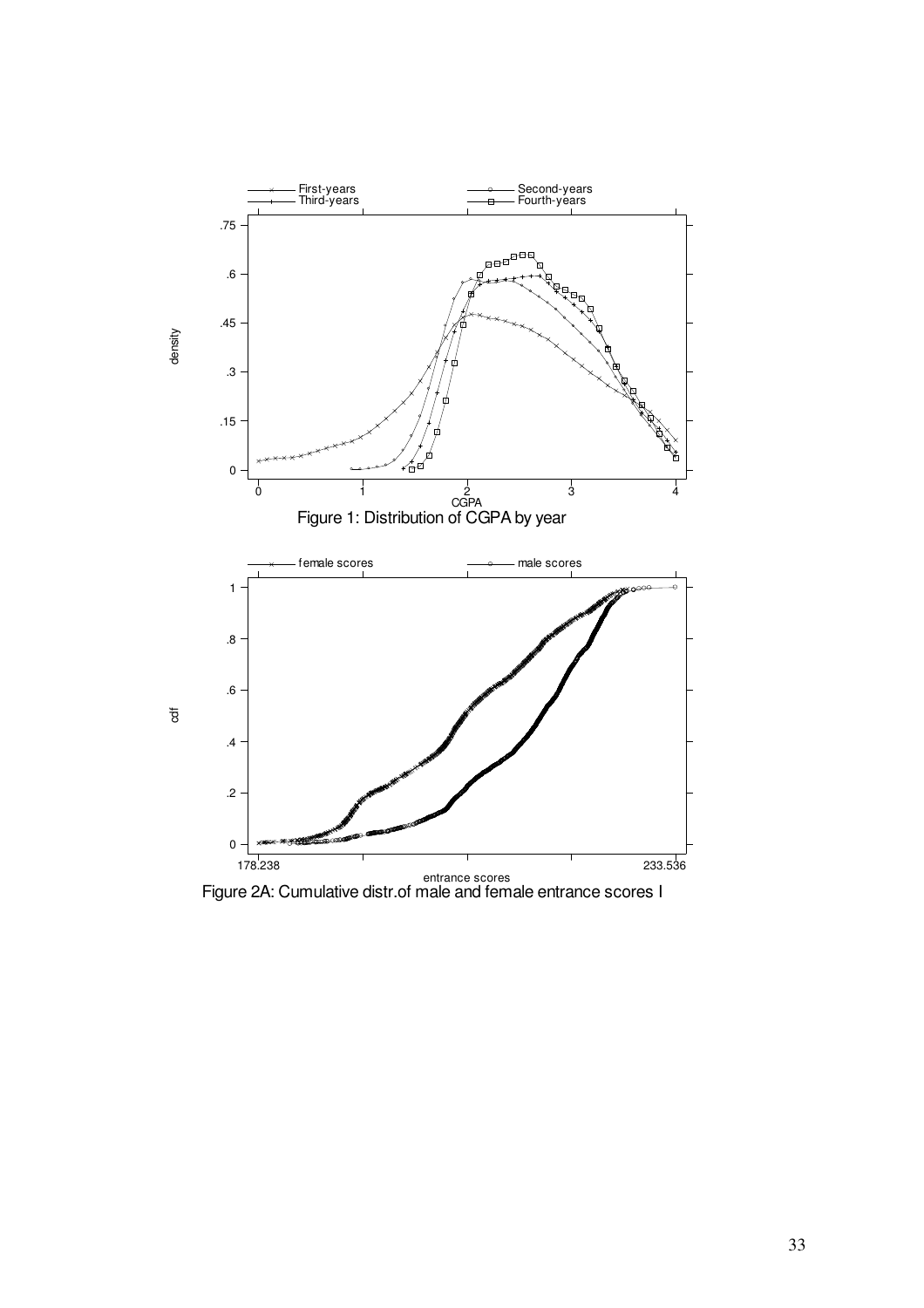Figure 1: Distribution of CGPA by year

Figure 2A: Cumulative distr.of male and female entrance scores I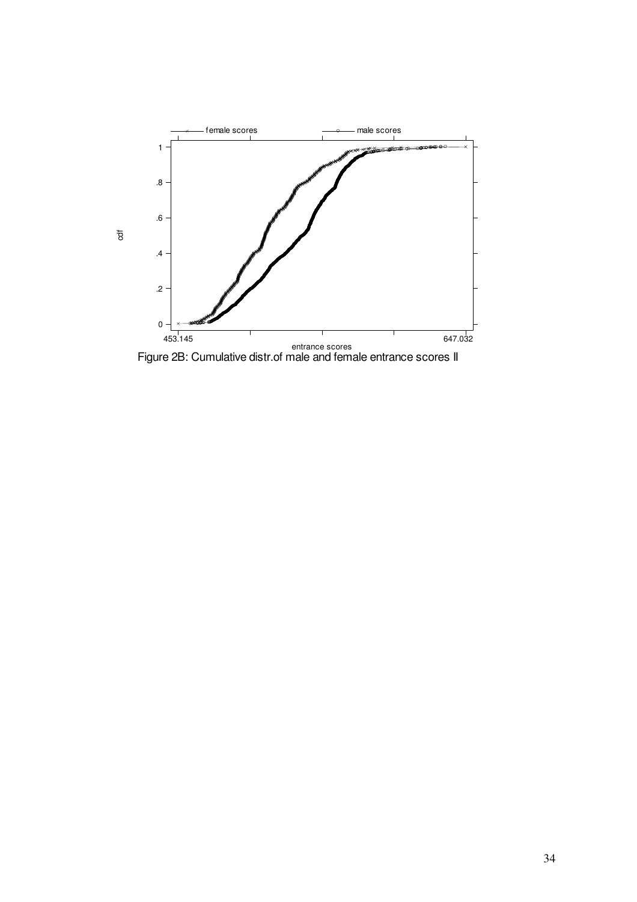female scores

male scores

1

.8

.6

.4

.2

0

cdf

453.145

647.032

entrance scores

Figure 2B: Cumulative distr.of male and female entrance scores II